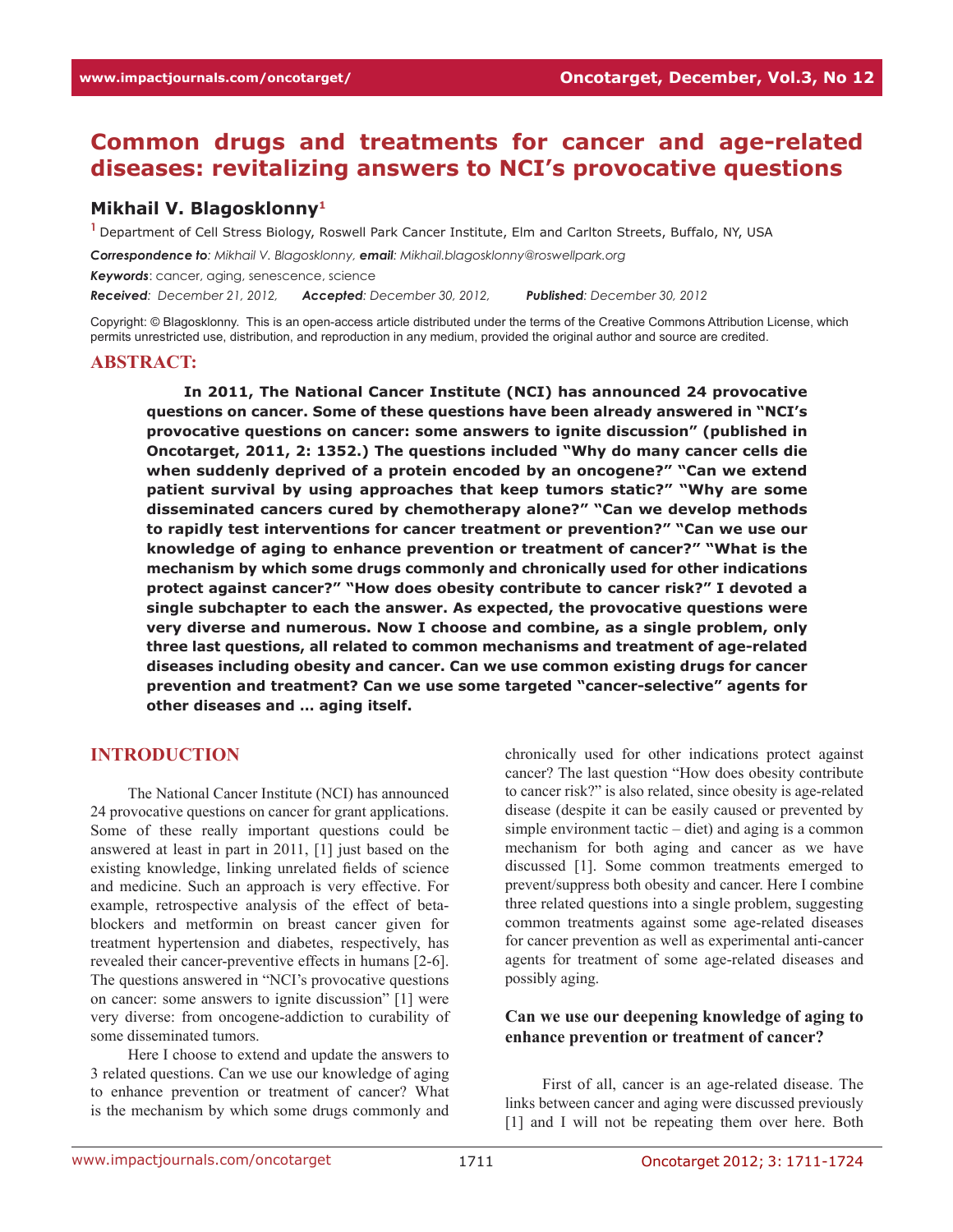# Common drugs and treatments for cancer and age-related diseases: revitalizing answers to NCI's provocative questions

**Mikhail V. Blagosklonny**[1]

[1] Department of Cell Stress Biology, Roswell Park Cancer Institute, Elm and Carlton Streets, Buffalo, NY, USA

***Correspondence to****: Mikhail V. Blagosklonny,* ***email****: Mikhail.blagosklonny@roswellpark.org*

***Keywords***: cancer, aging, senescence, science

***Received****: December 21, 2012,* ***Accepted****: December 30, 2012,* ***Published****: December 30, 2012*

Copyright: © Blagosklonny. This is an open-access article distributed under the terms of the Creative Commons Attribution License, which permits unrestricted use, distribution, and reproduction in any medium, provided the original author and source are credited.

## ABSTRACT:

**In 2011, The National Cancer Institute (NCI) has announced 24 provocative questions on cancer. Some of these questions have been already answered in "NCI's provocative questions on cancer: some answers to ignite discussion" (published in Oncotarget, 2011, 2: 1352.) The questions included "Why do many cancer cells die when suddenly deprived of a protein encoded by an oncogene?" "Can we extend patient survival by using approaches that keep tumors static?" "Why are some disseminated cancers cured by chemotherapy alone?" "Can we develop methods to rapidly test interventions for cancer treatment or prevention?" "Can we use our knowledge of aging to enhance prevention or treatment of cancer?" "What is the mechanism by which some drugs commonly and chronically used for other indications protect against cancer?" "How does obesity contribute to cancer risk?" I devoted a single subchapter to each the answer. As expected, the provocative questions were very diverse and numerous. Now I choose and combine, as a single problem, only three last questions, all related to common mechanisms and treatment of age-related diseases including obesity and cancer. Can we use common existing drugs for cancer prevention and treatment? Can we use some targeted "cancer-selective" agents for other diseases and … aging itself.**

## INTRODUCTION

The National Cancer Institute (NCI) has announced 24 provocative questions on cancer for grant applications. Some of these really important questions could be answered at least in part in 2011, [1] just based on the existing knowledge, linking unrelated fields of science and medicine. Such an approach is very effective. For example, retrospective analysis of the effect of beta-blockers and metformin on breast cancer given for treatment hypertension and diabetes, respectively, has revealed their cancer-preventive effects in humans [2-6]. The questions answered in "NCI's provocative questions on cancer: some answers to ignite discussion" [1] were very diverse: from oncogene-addiction to curability of some disseminated tumors.

Here I choose to extend and update the answers to 3 related questions. Can we use our knowledge of aging to enhance prevention or treatment of cancer? What is the mechanism by which some drugs commonly and chronically used for other indications protect against cancer? The last question "How does obesity contribute to cancer risk?" is also related, since obesity is age-related disease (despite it can be easily caused or prevented by simple environment tactic – diet) and aging is a common mechanism for both aging and cancer as we have discussed [1]. Some common treatments emerged to prevent/suppress both obesity and cancer. Here I combine three related questions into a single problem, suggesting common treatments against some age-related diseases for cancer prevention as well as experimental anti-cancer agents for treatment of some age-related diseases and possibly aging.

### Can we use our deepening knowledge of aging to enhance prevention or treatment of cancer?

First of all, cancer is an age-related disease. The links between cancer and aging were discussed previously [1] and I will not be repeating them over here. Both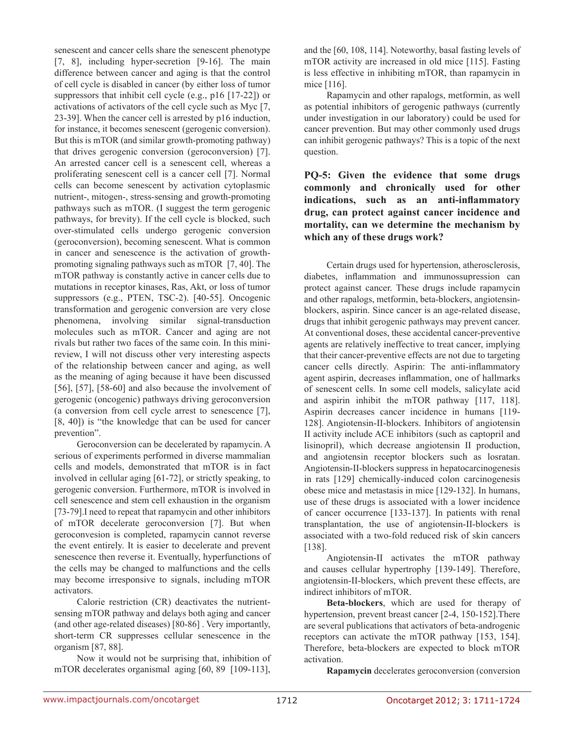senescent and cancer cells share the senescent phenotype [7, 8], including hyper-secretion [9-16]. The main difference between cancer and aging is that the control of cell cycle is disabled in cancer (by either loss of tumor suppressors that inhibit cell cycle (e.g., p16 [17-22]) or activations of activators of the cell cycle such as Myc [7, 23-39]. When the cancer cell is arrested by p16 induction, for instance, it becomes senescent (gerogenic conversion). But this is mTOR (and similar growth-promoting pathway) that drives gerogenic conversion (geroconversion) [7]. An arrested cancer cell is a senescent cell, whereas a proliferating senescent cell is a cancer cell [7]. Normal cells can become senescent by activation cytoplasmic nutrient-, mitogen-, stress-sensing and growth-promoting pathways such as mTOR. (I suggest the term gerogenic pathways, for brevity). If the cell cycle is blocked, such over-stimulated cells undergo gerogenic conversion (geroconversion), becoming senescent. What is common in cancer and senescence is the activation of growth-promoting signaling pathways such as mTOR [7, 40]. The mTOR pathway is constantly active in cancer cells due to mutations in receptor kinases, Ras, Akt, or loss of tumor suppressors (e.g., PTEN, TSC-2). [40-55]. Oncogenic transformation and gerogenic conversion are very close phenomena, involving similar signal-transduction molecules such as mTOR. Cancer and aging are not rivals but rather two faces of the same coin. In this mini-review, I will not discuss other very interesting aspects of the relationship between cancer and aging, as well as the meaning of aging because it have been discussed [56], [57], [58-60] and also because the involvement of gerogenic (oncogenic) pathways driving geroconversion (a conversion from cell cycle arrest to senescence [7], [8, 40]) is "the knowledge that can be used for cancer prevention".

Geroconversion can be decelerated by rapamycin. A serious of experiments performed in diverse mammalian cells and models, demonstrated that mTOR is in fact involved in cellular aging [61-72], or strictly speaking, to gerogenic conversion. Furthermore, mTOR is involved in cell senescence and stem cell exhaustion in the organism [73-79].I need to repeat that rapamycin and other inhibitors of mTOR decelerate geroconversion [7]. But when geroconvesion is completed, rapamycin cannot reverse the event entirely. It is easier to decelerate and prevent senescence then reverse it. Eventually, hyperfunctions of the cells may be changed to malfunctions and the cells may become irresponsive to signals, including mTOR activators.

Calorie restriction (CR) deactivates the nutrient-sensing mTOR pathway and delays both aging and cancer (and other age-related diseases) [80-86] . Very importantly, short-term CR suppresses cellular senescence in the organism [87, 88].

Now it would not be surprising that, inhibition of mTOR decelerates organismal aging [60, 89 [109-113], and the [60, 108, 114]. Noteworthy, basal fasting levels of mTOR activity are increased in old mice [115]. Fasting is less effective in inhibiting mTOR, than rapamycin in mice [116].

Rapamycin and other rapalogs, metformin, as well as potential inhibitors of gerogenic pathways (currently under investigation in our laboratory) could be used for cancer prevention. But may other commonly used drugs can inhibit gerogenic pathways? This is a topic of the next question.

## PQ-5: Given the evidence that some drugs commonly and chronically used for other indications, such as an anti-inflammatory drug, can protect against cancer incidence and mortality, can we determine the mechanism by which any of these drugs work?

Certain drugs used for hypertension, atherosclerosis, diabetes, inflammation and immunossupression can protect against cancer. These drugs include rapamycin and other rapalogs, metformin, beta-blockers, angiotensin-blockers, aspirin. Since cancer is an age-related disease, drugs that inhibit gerogenic pathways may prevent cancer. At conventional doses, these accidental cancer-preventive agents are relatively ineffective to treat cancer, implying that their cancer-preventive effects are not due to targeting cancer cells directly. Aspirin: The anti-inflammatory agent aspirin, decreases inflammation, one of hallmarks of senescent cells. In some cell models, salicylate acid and aspirin inhibit the mTOR pathway [117, 118]. Aspirin decreases cancer incidence in humans [119-128]. Angiotensin-II-blockers. Inhibitors of angiotensin II activity include ACE inhibitors (such as captopril and lisinopril), which decrease angiotensin II production, and angiotensin receptor blockers such as losratan. Angiotensin-II-blockers suppress in hepatocarcinogenesis in rats [129] chemically-induced colon carcinogenesis obese mice and metastasis in mice [129-132]. In humans, use of these drugs is associated with a lower incidence of cancer occurrence [133-137]. In patients with renal transplantation, the use of angiotensin-II-blockers is associated with a two-fold reduced risk of skin cancers [138].

Angiotensin-II activates the mTOR pathway and causes cellular hypertrophy [139-149]. Therefore, angiotensin-II-blockers, which prevent these effects, are indirect inhibitors of mTOR.

**Beta-blockers**, which are used for therapy of hypertension, prevent breast cancer [2-4, 150-152].There are several publications that activators of beta-androgenic receptors can activate the mTOR pathway [153, 154]. Therefore, beta-blockers are expected to block mTOR activation.

**Rapamycin** decelerates geroconversion (conversion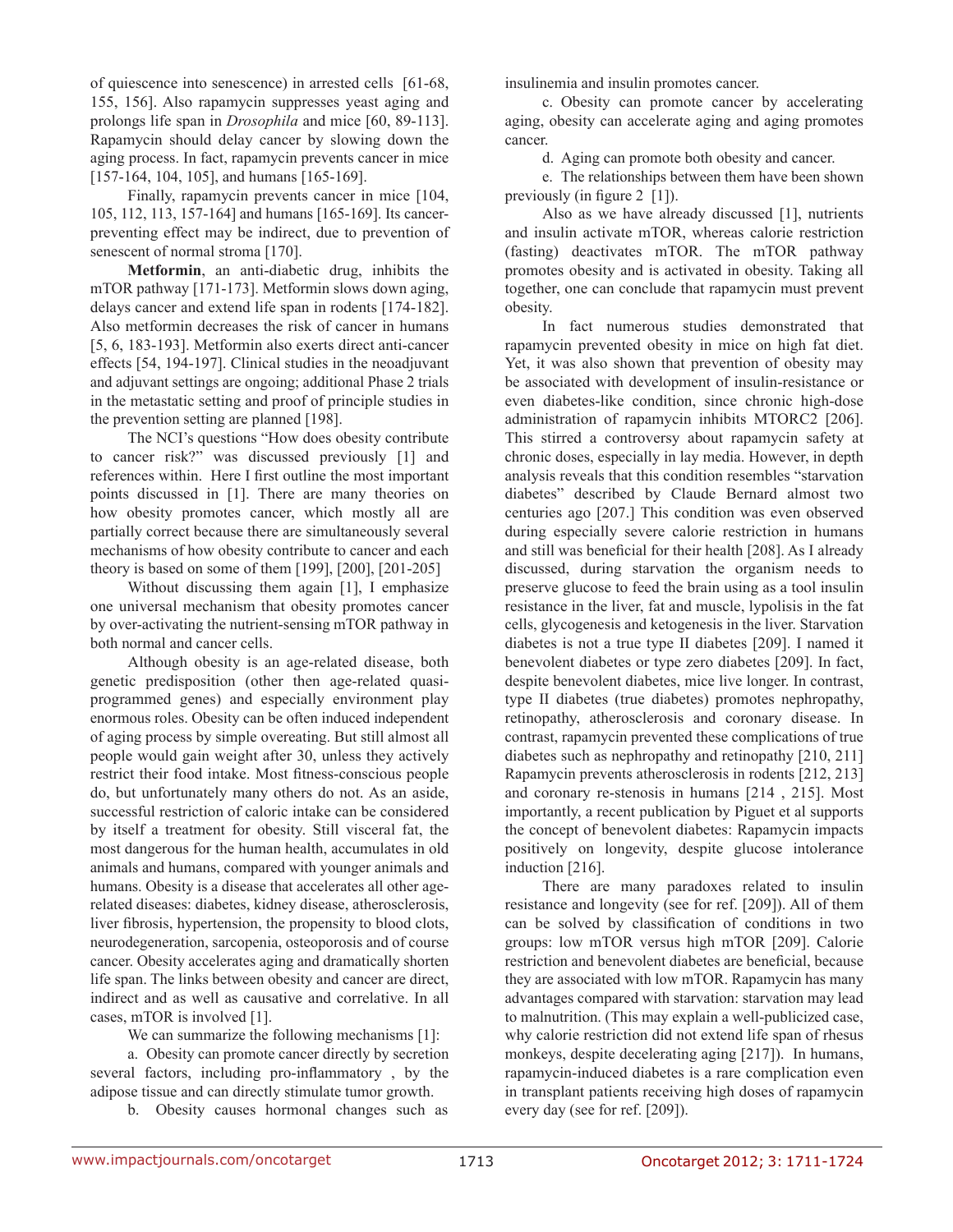of quiescence into senescence) in arrested cells [61-68, 155, 156]. Also rapamycin suppresses yeast aging and prolongs life span in *Drosophila* and mice [60, 89-113]. Rapamycin should delay cancer by slowing down the aging process. In fact, rapamycin prevents cancer in mice [157-164, 104, 105], and humans [165-169].

Finally, rapamycin prevents cancer in mice [104, 105, 112, 113, 157-164] and humans [165-169]. Its cancer-preventing effect may be indirect, due to prevention of senescent of normal stroma [170].

**Metformin**, an anti-diabetic drug, inhibits the mTOR pathway [171-173]. Metformin slows down aging, delays cancer and extend life span in rodents [174-182]. Also metformin decreases the risk of cancer in humans [5, 6, 183-193]. Metformin also exerts direct anti-cancer effects [54, 194-197]. Clinical studies in the neoadjuvant and adjuvant settings are ongoing; additional Phase 2 trials in the metastatic setting and proof of principle studies in the prevention setting are planned [198].

The NCI's questions "How does obesity contribute to cancer risk?" was discussed previously [1] and references within. Here I first outline the most important points discussed in [1]. There are many theories on how obesity promotes cancer, which mostly all are partially correct because there are simultaneously several mechanisms of how obesity contribute to cancer and each theory is based on some of them [199], [200], [201-205]

Without discussing them again [1], I emphasize one universal mechanism that obesity promotes cancer by over-activating the nutrient-sensing mTOR pathway in both normal and cancer cells.

Although obesity is an age-related disease, both genetic predisposition (other then age-related quasi-programmed genes) and especially environment play enormous roles. Obesity can be often induced independent of aging process by simple overeating. But still almost all people would gain weight after 30, unless they actively restrict their food intake. Most fitness-conscious people do, but unfortunately many others do not. As an aside, successful restriction of caloric intake can be considered by itself a treatment for obesity. Still visceral fat, the most dangerous for the human health, accumulates in old animals and humans, compared with younger animals and humans. Obesity is a disease that accelerates all other age-related diseases: diabetes, kidney disease, atherosclerosis, liver fibrosis, hypertension, the propensity to blood clots, neurodegeneration, sarcopenia, osteoporosis and of course cancer. Obesity accelerates aging and dramatically shorten life span. The links between obesity and cancer are direct, indirect and as well as causative and correlative. In all cases, mTOR is involved [1].

We can summarize the following mechanisms [1]:

a. Obesity can promote cancer directly by secretion several factors, including pro-inflammatory , by the adipose tissue and can directly stimulate tumor growth.

b. Obesity causes hormonal changes such as insulinemia and insulin promotes cancer.

c. Obesity can promote cancer by accelerating aging, obesity can accelerate aging and aging promotes cancer.

d. Aging can promote both obesity and cancer.

e. The relationships between them have been shown previously (in figure 2 [1]).

Also as we have already discussed [1], nutrients and insulin activate mTOR, whereas calorie restriction (fasting) deactivates mTOR. The mTOR pathway promotes obesity and is activated in obesity. Taking all together, one can conclude that rapamycin must prevent obesity.

In fact numerous studies demonstrated that rapamycin prevented obesity in mice on high fat diet. Yet, it was also shown that prevention of obesity may be associated with development of insulin-resistance or even diabetes-like condition, since chronic high-dose administration of rapamycin inhibits MTORC2 [206]. This stirred a controversy about rapamycin safety at chronic doses, especially in lay media. However, in depth analysis reveals that this condition resembles "starvation diabetes" described by Claude Bernard almost two centuries ago [207.] This condition was even observed during especially severe calorie restriction in humans and still was beneficial for their health [208]. As I already discussed, during starvation the organism needs to preserve glucose to feed the brain using as a tool insulin resistance in the liver, fat and muscle, lypolisis in the fat cells, glycogenesis and ketogenesis in the liver. Starvation diabetes is not a true type II diabetes [209]. I named it benevolent diabetes or type zero diabetes [209]. In fact, despite benevolent diabetes, mice live longer. In contrast, type II diabetes (true diabetes) promotes nephropathy, retinopathy, atherosclerosis and coronary disease. In contrast, rapamycin prevented these complications of true diabetes such as nephropathy and retinopathy [210, 211] Rapamycin prevents atherosclerosis in rodents [212, 213] and coronary re-stenosis in humans [214 , 215]. Most importantly, a recent publication by Piguet et al supports the concept of benevolent diabetes: Rapamycin impacts positively on longevity, despite glucose intolerance induction [216].

There are many paradoxes related to insulin resistance and longevity (see for ref. [209]). All of them can be solved by classification of conditions in two groups: low mTOR versus high mTOR [209]. Calorie restriction and benevolent diabetes are beneficial, because they are associated with low mTOR. Rapamycin has many advantages compared with starvation: starvation may lead to malnutrition. (This may explain a well-publicized case, why calorie restriction did not extend life span of rhesus monkeys, despite decelerating aging [217]). In humans, rapamycin-induced diabetes is a rare complication even in transplant patients receiving high doses of rapamycin every day (see for ref. [209]).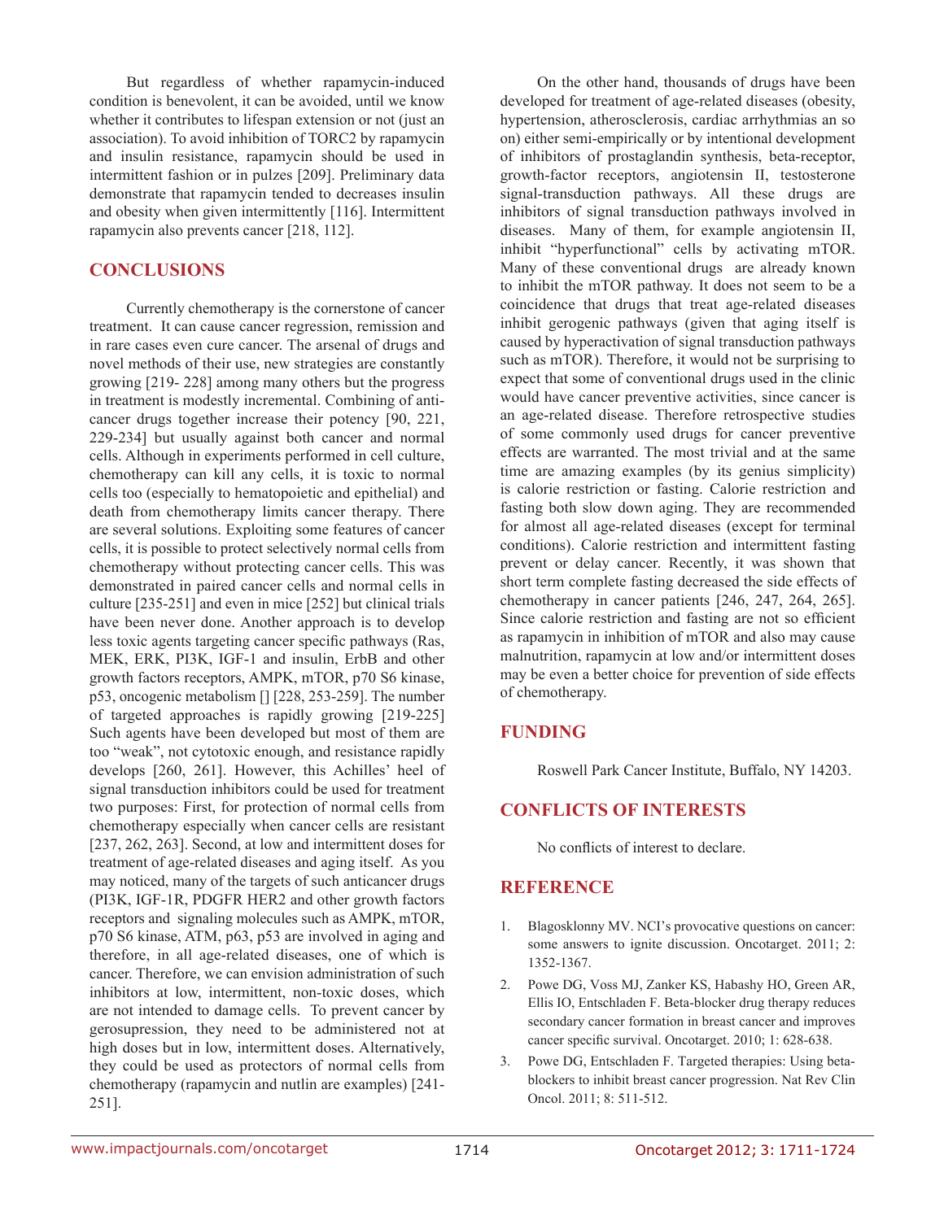But regardless of whether rapamycin-induced condition is benevolent, it can be avoided, until we know whether it contributes to lifespan extension or not (just an association). To avoid inhibition of TORC2 by rapamycin and insulin resistance, rapamycin should be used in intermittent fashion or in pulzes [209]. Preliminary data demonstrate that rapamycin tended to decreases insulin and obesity when given intermittently [116]. Intermittent rapamycin also prevents cancer [218, 112].

## CONCLUSIONS

Currently chemotherapy is the cornerstone of cancer treatment. It can cause cancer regression, remission and in rare cases even cure cancer. The arsenal of drugs and novel methods of their use, new strategies are constantly growing [219- 228] among many others but the progress in treatment is modestly incremental. Combining of anti-cancer drugs together increase their potency [90, 221, 229-234] but usually against both cancer and normal cells. Although in experiments performed in cell culture, chemotherapy can kill any cells, it is toxic to normal cells too (especially to hematopoietic and epithelial) and death from chemotherapy limits cancer therapy. There are several solutions. Exploiting some features of cancer cells, it is possible to protect selectively normal cells from chemotherapy without protecting cancer cells. This was demonstrated in paired cancer cells and normal cells in culture [235-251] and even in mice [252] but clinical trials have been never done. Another approach is to develop less toxic agents targeting cancer specific pathways (Ras, MEK, ERK, PI3K, IGF-1 and insulin, ErbB and other growth factors receptors, AMPK, mTOR, p70 S6 kinase, p53, oncogenic metabolism [] [228, 253-259]. The number of targeted approaches is rapidly growing [219-225] Such agents have been developed but most of them are too "weak", not cytotoxic enough, and resistance rapidly develops [260, 261]. However, this Achilles' heel of signal transduction inhibitors could be used for treatment two purposes: First, for protection of normal cells from chemotherapy especially when cancer cells are resistant [237, 262, 263]. Second, at low and intermittent doses for treatment of age-related diseases and aging itself. As you may noticed, many of the targets of such anticancer drugs (PI3K, IGF-1R, PDGFR HER2 and other growth factors receptors and signaling molecules such as AMPK, mTOR, p70 S6 kinase, ATM, p63, p53 are involved in aging and therefore, in all age-related diseases, one of which is cancer. Therefore, we can envision administration of such inhibitors at low, intermittent, non-toxic doses, which are not intended to damage cells. To prevent cancer by gerosupression, they need to be administered not at high doses but in low, intermittent doses. Alternatively, they could be used as protectors of normal cells from chemotherapy (rapamycin and nutlin are examples) [241-251].

On the other hand, thousands of drugs have been developed for treatment of age-related diseases (obesity, hypertension, atherosclerosis, cardiac arrhythmias an so on) either semi-empirically or by intentional development of inhibitors of prostaglandin synthesis, beta-receptor, growth-factor receptors, angiotensin II, testosterone signal-transduction pathways. All these drugs are inhibitors of signal transduction pathways involved in diseases. Many of them, for example angiotensin II, inhibit "hyperfunctional" cells by activating mTOR. Many of these conventional drugs are already known to inhibit the mTOR pathway. It does not seem to be a coincidence that drugs that treat age-related diseases inhibit gerogenic pathways (given that aging itself is caused by hyperactivation of signal transduction pathways such as mTOR). Therefore, it would not be surprising to expect that some of conventional drugs used in the clinic would have cancer preventive activities, since cancer is an age-related disease. Therefore retrospective studies of some commonly used drugs for cancer preventive effects are warranted. The most trivial and at the same time are amazing examples (by its genius simplicity) is calorie restriction or fasting. Calorie restriction and fasting both slow down aging. They are recommended for almost all age-related diseases (except for terminal conditions). Calorie restriction and intermittent fasting prevent or delay cancer. Recently, it was shown that short term complete fasting decreased the side effects of chemotherapy in cancer patients [246, 247, 264, 265]. Since calorie restriction and fasting are not so efficient as rapamycin in inhibition of mTOR and also may cause malnutrition, rapamycin at low and/or intermittent doses may be even a better choice for prevention of side effects of chemotherapy.

## FUNDING

Roswell Park Cancer Institute, Buffalo, NY 14203.

## CONFLICTS OF INTERESTS

No conflicts of interest to declare.

## REFERENCE

1. Blagosklonny MV. NCI's provocative questions on cancer: some answers to ignite discussion. Oncotarget. 2011; 2: 1352-1367.
2. Powe DG, Voss MJ, Zanker KS, Habashy HO, Green AR, Ellis IO, Entschladen F. Beta-blocker drug therapy reduces secondary cancer formation in breast cancer and improves cancer specific survival. Oncotarget. 2010; 1: 628-638.
3. Powe DG, Entschladen F. Targeted therapies: Using beta-blockers to inhibit breast cancer progression. Nat Rev Clin Oncol. 2011; 8: 511-512.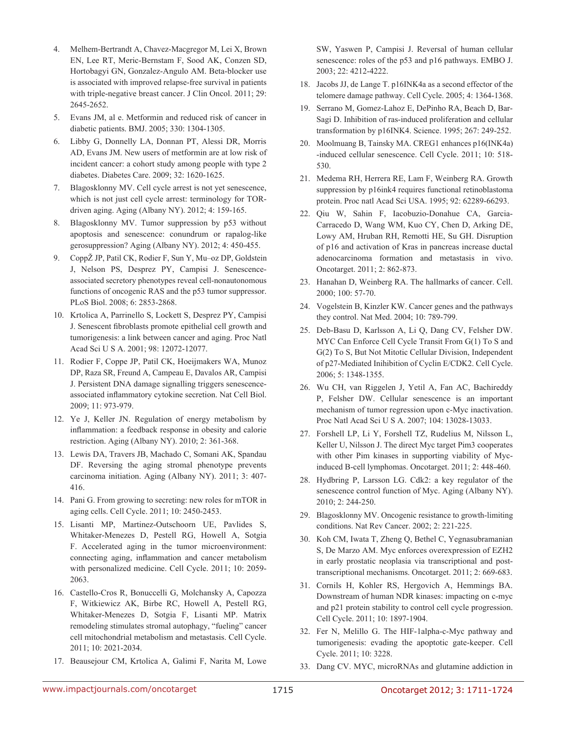4. Melhem-Bertrandt A, Chavez-Macgregor M, Lei X, Brown EN, Lee RT, Meric-Bernstam F, Sood AK, Conzen SD, Hortobagyi GN, Gonzalez-Angulo AM. Beta-blocker use is associated with improved relapse-free survival in patients with triple-negative breast cancer. J Clin Oncol. 2011; 29: 2645-2652.
5. Evans JM, al e. Metformin and reduced risk of cancer in diabetic patients. BMJ. 2005; 330: 1304-1305.
6. Libby G, Donnelly LA, Donnan PT, Alessi DR, Morris AD, Evans JM. New users of metformin are at low risk of incident cancer: a cohort study among people with type 2 diabetes. Diabetes Care. 2009; 32: 1620-1625.
7. Blagosklonny MV. Cell cycle arrest is not yet senescence, which is not just cell cycle arrest: terminology for TOR-driven aging. Aging (Albany NY). 2012; 4: 159-165.
8. Blagosklonny MV. Tumor suppression by p53 without apoptosis and senescence: conundrum or rapalog-like gerosuppression? Aging (Albany NY). 2012; 4: 450-455.
9. CoppŽ JP, Patil CK, Rodier F, Sun Y, Mu–oz DP, Goldstein J, Nelson PS, Desprez PY, Campisi J. Senescence-associated secretory phenotypes reveal cell-nonautonomous functions of oncogenic RAS and the p53 tumor suppressor. PLoS Biol. 2008; 6: 2853-2868.
10. Krtolica A, Parrinello S, Lockett S, Desprez PY, Campisi J. Senescent fibroblasts promote epithelial cell growth and tumorigenesis: a link between cancer and aging. Proc Natl Acad Sci U S A. 2001; 98: 12072-12077.
11. Rodier F, Coppe JP, Patil CK, Hoeijmakers WA, Munoz DP, Raza SR, Freund A, Campeau E, Davalos AR, Campisi J. Persistent DNA damage signalling triggers senescence-associated inflammatory cytokine secretion. Nat Cell Biol. 2009; 11: 973-979.
12. Ye J, Keller JN. Regulation of energy metabolism by inflammation: a feedback response in obesity and calorie restriction. Aging (Albany NY). 2010; 2: 361-368.
13. Lewis DA, Travers JB, Machado C, Somani AK, Spandau DF. Reversing the aging stromal phenotype prevents carcinoma initiation. Aging (Albany NY). 2011; 3: 407-416.
14. Pani G. From growing to secreting: new roles for mTOR in aging cells. Cell Cycle. 2011; 10: 2450-2453.
15. Lisanti MP, Martinez-Outschoorn UE, Pavlides S, Whitaker-Menezes D, Pestell RG, Howell A, Sotgia F. Accelerated aging in the tumor microenvironment: connecting aging, inflammation and cancer metabolism with personalized medicine. Cell Cycle. 2011; 10: 2059-2063.
16. Castello-Cros R, Bonuccelli G, Molchansky A, Capozza F, Witkiewicz AK, Birbe RC, Howell A, Pestell RG, Whitaker-Menezes D, Sotgia F, Lisanti MP. Matrix remodeling stimulates stromal autophagy, "fueling" cancer cell mitochondrial metabolism and metastasis. Cell Cycle. 2011; 10: 2021-2034.
17. Beausejour CM, Krtolica A, Galimi F, Narita M, Lowe SW, Yaswen P, Campisi J. Reversal of human cellular senescence: roles of the p53 and p16 pathways. EMBO J. 2003; 22: 4212-4222.
18. Jacobs JJ, de Lange T. p16INK4a as a second effector of the telomere damage pathway. Cell Cycle. 2005; 4: 1364-1368.
19. Serrano M, Gomez-Lahoz E, DePinho RA, Beach D, Bar-Sagi D. Inhibition of ras-induced proliferation and cellular transformation by p16INK4. Science. 1995; 267: 249-252.
20. Moolmuang B, Tainsky MA. CREG1 enhances p16(INK4a) -induced cellular senescence. Cell Cycle. 2011; 10: 518-530.
21. Medema RH, Herrera RE, Lam F, Weinberg RA. Growth suppression by p16ink4 requires functional retinoblastoma protein. Proc natl Acad Sci USA. 1995; 92: 62289-66293.
22. Qiu W, Sahin F, Iacobuzio-Donahue CA, Garcia-Carracedo D, Wang WM, Kuo CY, Chen D, Arking DE, Lowy AM, Hruban RH, Remotti HE, Su GH. Disruption of p16 and activation of Kras in pancreas increase ductal adenocarcinoma formation and metastasis in vivo. Oncotarget. 2011; 2: 862-873.
23. Hanahan D, Weinberg RA. The hallmarks of cancer. Cell. 2000; 100: 57-70.
24. Vogelstein B, Kinzler KW. Cancer genes and the pathways they control. Nat Med. 2004; 10: 789-799.
25. Deb-Basu D, Karlsson A, Li Q, Dang CV, Felsher DW. MYC Can Enforce Cell Cycle Transit From G(1) To S and G(2) To S, But Not Mitotic Cellular Division, Independent of p27-Mediated Inihibition of Cyclin E/CDK2. Cell Cycle. 2006; 5: 1348-1355.
26. Wu CH, van Riggelen J, Yetil A, Fan AC, Bachireddy P, Felsher DW. Cellular senescence is an important mechanism of tumor regression upon c-Myc inactivation. Proc Natl Acad Sci U S A. 2007; 104: 13028-13033.
27. Forshell LP, Li Y, Forshell TZ, Rudelius M, Nilsson L, Keller U, Nilsson J. The direct Myc target Pim3 cooperates with other Pim kinases in supporting viability of Myc-induced B-cell lymphomas. Oncotarget. 2011; 2: 448-460.
28. Hydbring P, Larsson LG. Cdk2: a key regulator of the senescence control function of Myc. Aging (Albany NY). 2010; 2: 244-250.
29. Blagosklonny MV. Oncogenic resistance to growth-limiting conditions. Nat Rev Cancer. 2002; 2: 221-225.
30. Koh CM, Iwata T, Zheng Q, Bethel C, Yegnasubramanian S, De Marzo AM. Myc enforces overexpression of EZH2 in early prostatic neoplasia via transcriptional and post-transcriptional mechanisms. Oncotarget. 2011; 2: 669-683.
31. Cornils H, Kohler RS, Hergovich A, Hemmings BA. Downstream of human NDR kinases: impacting on c-myc and p21 protein stability to control cell cycle progression. Cell Cycle. 2011; 10: 1897-1904.
32. Fer N, Melillo G. The HIF-1alpha-c-Myc pathway and tumorigenesis: evading the apoptotic gate-keeper. Cell Cycle. 2011; 10: 3228.
33. Dang CV. MYC, microRNAs and glutamine addiction in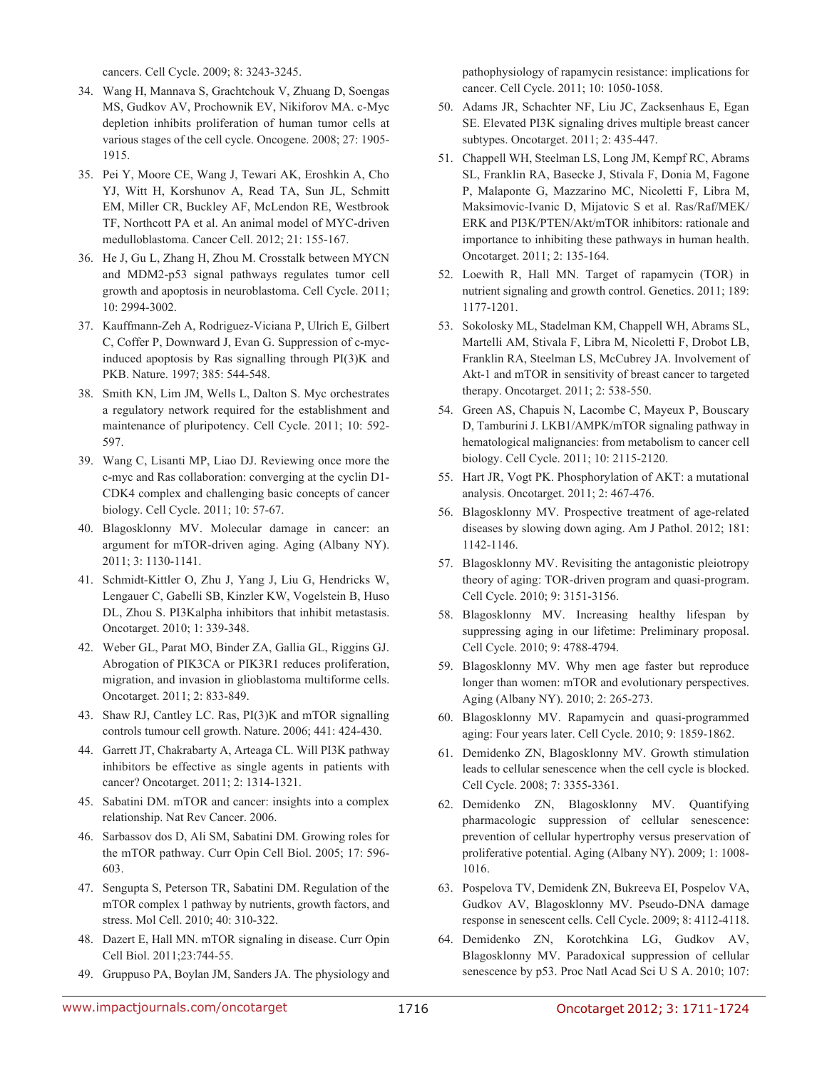cancers. Cell Cycle. 2009; 8: 3243-3245.

34. Wang H, Mannava S, Grachtchouk V, Zhuang D, Soengas MS, Gudkov AV, Prochownik EV, Nikiforov MA. c-Myc depletion inhibits proliferation of human tumor cells at various stages of the cell cycle. Oncogene. 2008; 27: 1905-1915.

35. Pei Y, Moore CE, Wang J, Tewari AK, Eroshkin A, Cho YJ, Witt H, Korshunov A, Read TA, Sun JL, Schmitt EM, Miller CR, Buckley AF, McLendon RE, Westbrook TF, Northcott PA et al. An animal model of MYC-driven medulloblastoma. Cancer Cell. 2012; 21: 155-167.

36. He J, Gu L, Zhang H, Zhou M. Crosstalk between MYCN and MDM2-p53 signal pathways regulates tumor cell growth and apoptosis in neuroblastoma. Cell Cycle. 2011; 10: 2994-3002.

37. Kauffmann-Zeh A, Rodriguez-Viciana P, Ulrich E, Gilbert C, Coffer P, Downward J, Evan G. Suppression of c-myc-induced apoptosis by Ras signalling through PI(3)K and PKB. Nature. 1997; 385: 544-548.

38. Smith KN, Lim JM, Wells L, Dalton S. Myc orchestrates a regulatory network required for the establishment and maintenance of pluripotency. Cell Cycle. 2011; 10: 592-597.

39. Wang C, Lisanti MP, Liao DJ. Reviewing once more the c-myc and Ras collaboration: converging at the cyclin D1-CDK4 complex and challenging basic concepts of cancer biology. Cell Cycle. 2011; 10: 57-67.

40. Blagosklonny MV. Molecular damage in cancer: an argument for mTOR-driven aging. Aging (Albany NY). 2011; 3: 1130-1141.

41. Schmidt-Kittler O, Zhu J, Yang J, Liu G, Hendricks W, Lengauer C, Gabelli SB, Kinzler KW, Vogelstein B, Huso DL, Zhou S. PI3Kalpha inhibitors that inhibit metastasis. Oncotarget. 2010; 1: 339-348.

42. Weber GL, Parat MO, Binder ZA, Gallia GL, Riggins GJ. Abrogation of PIK3CA or PIK3R1 reduces proliferation, migration, and invasion in glioblastoma multiforme cells. Oncotarget. 2011; 2: 833-849.

43. Shaw RJ, Cantley LC. Ras, PI(3)K and mTOR signalling controls tumour cell growth. Nature. 2006; 441: 424-430.

44. Garrett JT, Chakrabarty A, Arteaga CL. Will PI3K pathway inhibitors be effective as single agents in patients with cancer? Oncotarget. 2011; 2: 1314-1321.

45. Sabatini DM. mTOR and cancer: insights into a complex relationship. Nat Rev Cancer. 2006.

46. Sarbassov dos D, Ali SM, Sabatini DM. Growing roles for the mTOR pathway. Curr Opin Cell Biol. 2005; 17: 596-603.

47. Sengupta S, Peterson TR, Sabatini DM. Regulation of the mTOR complex 1 pathway by nutrients, growth factors, and stress. Mol Cell. 2010; 40: 310-322.

48. Dazert E, Hall MN. mTOR signaling in disease. Curr Opin Cell Biol. 2011;23:744-55.

49. Gruppuso PA, Boylan JM, Sanders JA. The physiology and pathophysiology of rapamycin resistance: implications for cancer. Cell Cycle. 2011; 10: 1050-1058.

50. Adams JR, Schachter NF, Liu JC, Zacksenhaus E, Egan SE. Elevated PI3K signaling drives multiple breast cancer subtypes. Oncotarget. 2011; 2: 435-447.

51. Chappell WH, Steelman LS, Long JM, Kempf RC, Abrams SL, Franklin RA, Basecke J, Stivala F, Donia M, Fagone P, Malaponte G, Mazzarino MC, Nicoletti F, Libra M, Maksimovic-Ivanic D, Mijatovic S et al. Ras/Raf/MEK/ERK and PI3K/PTEN/Akt/mTOR inhibitors: rationale and importance to inhibiting these pathways in human health. Oncotarget. 2011; 2: 135-164.

52. Loewith R, Hall MN. Target of rapamycin (TOR) in nutrient signaling and growth control. Genetics. 2011; 189: 1177-1201.

53. Sokolosky ML, Stadelman KM, Chappell WH, Abrams SL, Martelli AM, Stivala F, Libra M, Nicoletti F, Drobot LB, Franklin RA, Steelman LS, McCubrey JA. Involvement of Akt-1 and mTOR in sensitivity of breast cancer to targeted therapy. Oncotarget. 2011; 2: 538-550.

54. Green AS, Chapuis N, Lacombe C, Mayeux P, Bouscary D, Tamburini J. LKB1/AMPK/mTOR signaling pathway in hematological malignancies: from metabolism to cancer cell biology. Cell Cycle. 2011; 10: 2115-2120.

55. Hart JR, Vogt PK. Phosphorylation of AKT: a mutational analysis. Oncotarget. 2011; 2: 467-476.

56. Blagosklonny MV. Prospective treatment of age-related diseases by slowing down aging. Am J Pathol. 2012; 181: 1142-1146.

57. Blagosklonny MV. Revisiting the antagonistic pleiotropy theory of aging: TOR-driven program and quasi-program. Cell Cycle. 2010; 9: 3151-3156.

58. Blagosklonny MV. Increasing healthy lifespan by suppressing aging in our lifetime: Preliminary proposal. Cell Cycle. 2010; 9: 4788-4794.

59. Blagosklonny MV. Why men age faster but reproduce longer than women: mTOR and evolutionary perspectives. Aging (Albany NY). 2010; 2: 265-273.

60. Blagosklonny MV. Rapamycin and quasi-programmed aging: Four years later. Cell Cycle. 2010; 9: 1859-1862.

61. Demidenko ZN, Blagosklonny MV. Growth stimulation leads to cellular senescence when the cell cycle is blocked. Cell Cycle. 2008; 7: 3355-3361.

62. Demidenko ZN, Blagosklonny MV. Quantifying pharmacologic suppression of cellular senescence: prevention of cellular hypertrophy versus preservation of proliferative potential. Aging (Albany NY). 2009; 1: 1008-1016.

63. Pospelova TV, Demidenk ZN, Bukreeva EI, Pospelov VA, Gudkov AV, Blagosklonny MV. Pseudo-DNA damage response in senescent cells. Cell Cycle. 2009; 8: 4112-4118.

64. Demidenko ZN, Korotchkina LG, Gudkov AV, Blagosklonny MV. Paradoxical suppression of cellular senescence by p53. Proc Natl Acad Sci U S A. 2010; 107: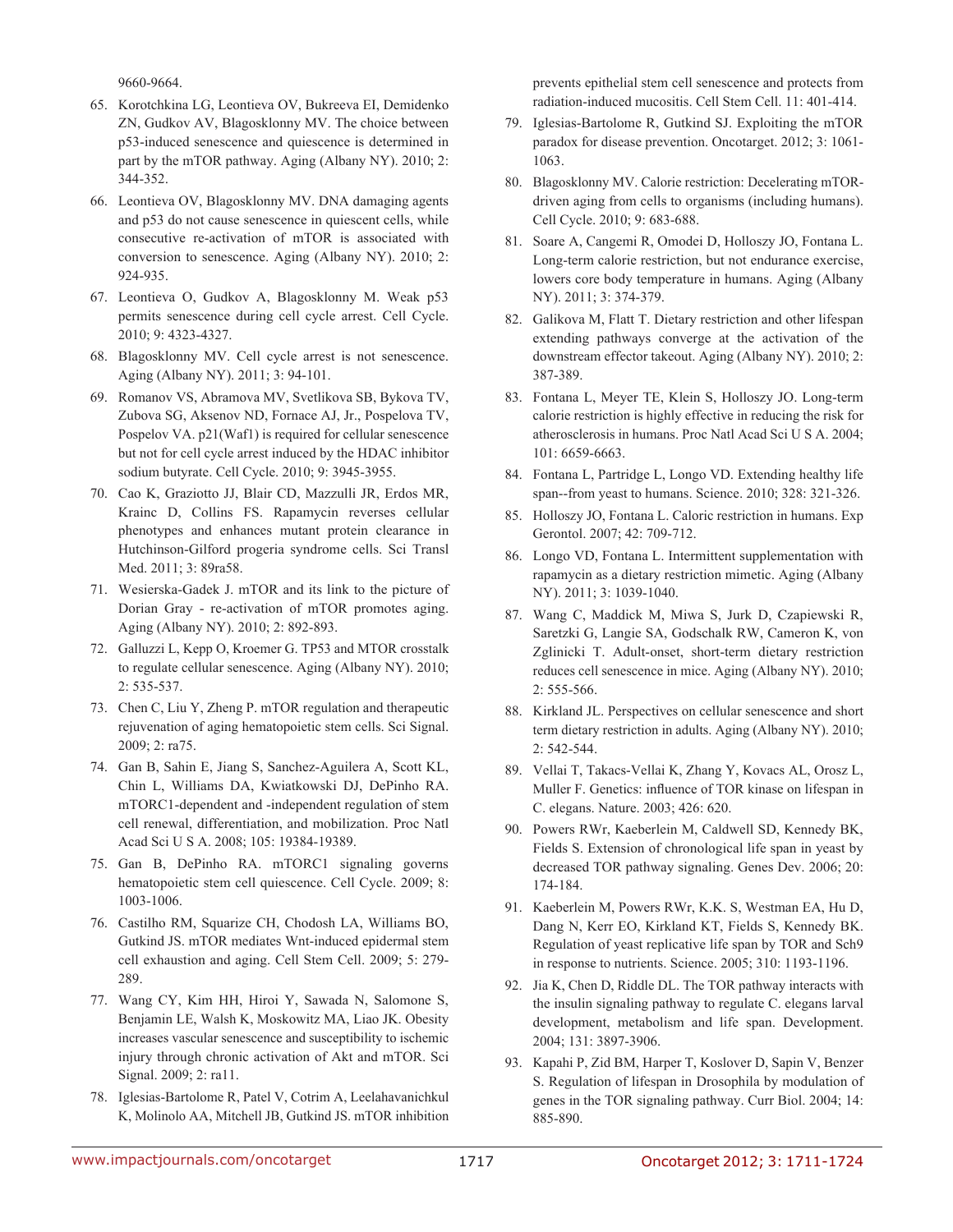9660-9664.

65. Korotchkina LG, Leontieva OV, Bukreeva EI, Demidenko ZN, Gudkov AV, Blagosklonny MV. The choice between p53-induced senescence and quiescence is determined in part by the mTOR pathway. Aging (Albany NY). 2010; 2: 344-352.

66. Leontieva OV, Blagosklonny MV. DNA damaging agents and p53 do not cause senescence in quiescent cells, while consecutive re-activation of mTOR is associated with conversion to senescence. Aging (Albany NY). 2010; 2: 924-935.

67. Leontieva O, Gudkov A, Blagosklonny M. Weak p53 permits senescence during cell cycle arrest. Cell Cycle. 2010; 9: 4323-4327.

68. Blagosklonny MV. Cell cycle arrest is not senescence. Aging (Albany NY). 2011; 3: 94-101.

69. Romanov VS, Abramova MV, Svetlikova SB, Bykova TV, Zubova SG, Aksenov ND, Fornace AJ, Jr., Pospelova TV, Pospelov VA. p21(Waf1) is required for cellular senescence but not for cell cycle arrest induced by the HDAC inhibitor sodium butyrate. Cell Cycle. 2010; 9: 3945-3955.

70. Cao K, Graziotto JJ, Blair CD, Mazzulli JR, Erdos MR, Krainc D, Collins FS. Rapamycin reverses cellular phenotypes and enhances mutant protein clearance in Hutchinson-Gilford progeria syndrome cells. Sci Transl Med. 2011; 3: 89ra58.

71. Wesierska-Gadek J. mTOR and its link to the picture of Dorian Gray - re-activation of mTOR promotes aging. Aging (Albany NY). 2010; 2: 892-893.

72. Galluzzi L, Kepp O, Kroemer G. TP53 and MTOR crosstalk to regulate cellular senescence. Aging (Albany NY). 2010; 2: 535-537.

73. Chen C, Liu Y, Zheng P. mTOR regulation and therapeutic rejuvenation of aging hematopoietic stem cells. Sci Signal. 2009; 2: ra75.

74. Gan B, Sahin E, Jiang S, Sanchez-Aguilera A, Scott KL, Chin L, Williams DA, Kwiatkowski DJ, DePinho RA. mTORC1-dependent and -independent regulation of stem cell renewal, differentiation, and mobilization. Proc Natl Acad Sci U S A. 2008; 105: 19384-19389.

75. Gan B, DePinho RA. mTORC1 signaling governs hematopoietic stem cell quiescence. Cell Cycle. 2009; 8: 1003-1006.

76. Castilho RM, Squarize CH, Chodosh LA, Williams BO, Gutkind JS. mTOR mediates Wnt-induced epidermal stem cell exhaustion and aging. Cell Stem Cell. 2009; 5: 279-289.

77. Wang CY, Kim HH, Hiroi Y, Sawada N, Salomone S, Benjamin LE, Walsh K, Moskowitz MA, Liao JK. Obesity increases vascular senescence and susceptibility to ischemic injury through chronic activation of Akt and mTOR. Sci Signal. 2009; 2: ra11.

78. Iglesias-Bartolome R, Patel V, Cotrim A, Leelahavanichkul K, Molinolo AA, Mitchell JB, Gutkind JS. mTOR inhibition prevents epithelial stem cell senescence and protects from radiation-induced mucositis. Cell Stem Cell. 11: 401-414.

79. Iglesias-Bartolome R, Gutkind SJ. Exploiting the mTOR paradox for disease prevention. Oncotarget. 2012; 3: 1061-1063.

80. Blagosklonny MV. Calorie restriction: Decelerating mTOR-driven aging from cells to organisms (including humans). Cell Cycle. 2010; 9: 683-688.

81. Soare A, Cangemi R, Omodei D, Holloszy JO, Fontana L. Long-term calorie restriction, but not endurance exercise, lowers core body temperature in humans. Aging (Albany NY). 2011; 3: 374-379.

82. Galikova M, Flatt T. Dietary restriction and other lifespan extending pathways converge at the activation of the downstream effector takeout. Aging (Albany NY). 2010; 2: 387-389.

83. Fontana L, Meyer TE, Klein S, Holloszy JO. Long-term calorie restriction is highly effective in reducing the risk for atherosclerosis in humans. Proc Natl Acad Sci U S A. 2004; 101: 6659-6663.

84. Fontana L, Partridge L, Longo VD. Extending healthy life span--from yeast to humans. Science. 2010; 328: 321-326.

85. Holloszy JO, Fontana L. Caloric restriction in humans. Exp Gerontol. 2007; 42: 709-712.

86. Longo VD, Fontana L. Intermittent supplementation with rapamycin as a dietary restriction mimetic. Aging (Albany NY). 2011; 3: 1039-1040.

87. Wang C, Maddick M, Miwa S, Jurk D, Czapiewski R, Saretzki G, Langie SA, Godschalk RW, Cameron K, von Zglinicki T. Adult-onset, short-term dietary restriction reduces cell senescence in mice. Aging (Albany NY). 2010; 2: 555-566.

88. Kirkland JL. Perspectives on cellular senescence and short term dietary restriction in adults. Aging (Albany NY). 2010; 2: 542-544.

89. Vellai T, Takacs-Vellai K, Zhang Y, Kovacs AL, Orosz L, Muller F. Genetics: influence of TOR kinase on lifespan in C. elegans. Nature. 2003; 426: 620.

90. Powers RWr, Kaeberlein M, Caldwell SD, Kennedy BK, Fields S. Extension of chronological life span in yeast by decreased TOR pathway signaling. Genes Dev. 2006; 20: 174-184.

91. Kaeberlein M, Powers RWr, K.K. S, Westman EA, Hu D, Dang N, Kerr EO, Kirkland KT, Fields S, Kennedy BK. Regulation of yeast replicative life span by TOR and Sch9 in response to nutrients. Science. 2005; 310: 1193-1196.

92. Jia K, Chen D, Riddle DL. The TOR pathway interacts with the insulin signaling pathway to regulate C. elegans larval development, metabolism and life span. Development. 2004; 131: 3897-3906.

93. Kapahi P, Zid BM, Harper T, Koslover D, Sapin V, Benzer S. Regulation of lifespan in Drosophila by modulation of genes in the TOR signaling pathway. Curr Biol. 2004; 14: 885-890.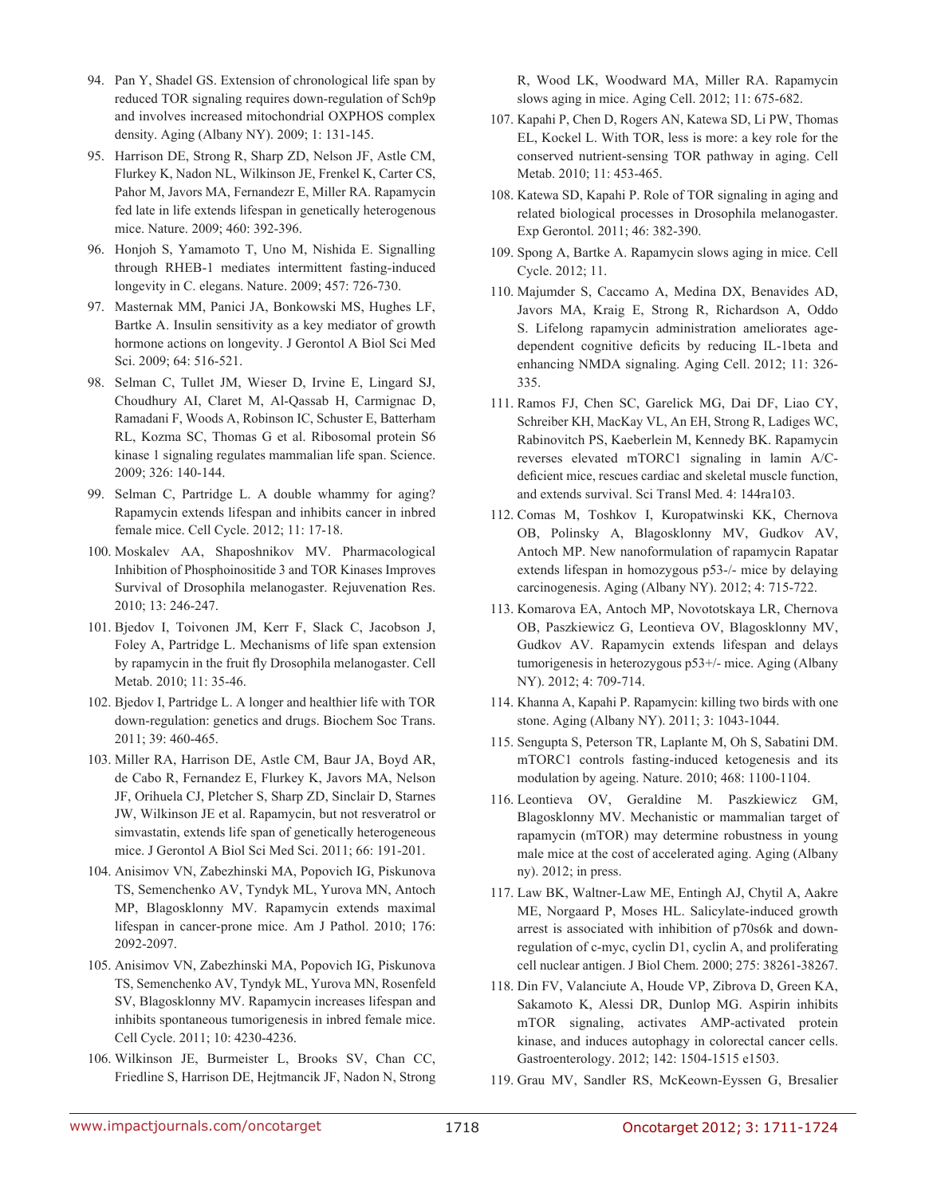94. Pan Y, Shadel GS. Extension of chronological life span by reduced TOR signaling requires down-regulation of Sch9p and involves increased mitochondrial OXPHOS complex density. Aging (Albany NY). 2009; 1: 131-145.

95. Harrison DE, Strong R, Sharp ZD, Nelson JF, Astle CM, Flurkey K, Nadon NL, Wilkinson JE, Frenkel K, Carter CS, Pahor M, Javors MA, Fernandezr E, Miller RA. Rapamycin fed late in life extends lifespan in genetically heterogenous mice. Nature. 2009; 460: 392-396.

96. Honjoh S, Yamamoto T, Uno M, Nishida E. Signalling through RHEB-1 mediates intermittent fasting-induced longevity in C. elegans. Nature. 2009; 457: 726-730.

97. Masternak MM, Panici JA, Bonkowski MS, Hughes LF, Bartke A. Insulin sensitivity as a key mediator of growth hormone actions on longevity. J Gerontol A Biol Sci Med Sci. 2009; 64: 516-521.

98. Selman C, Tullet JM, Wieser D, Irvine E, Lingard SJ, Choudhury AI, Claret M, Al-Qassab H, Carmignac D, Ramadani F, Woods A, Robinson IC, Schuster E, Batterham RL, Kozma SC, Thomas G et al. Ribosomal protein S6 kinase 1 signaling regulates mammalian life span. Science. 2009; 326: 140-144.

99. Selman C, Partridge L. A double whammy for aging? Rapamycin extends lifespan and inhibits cancer in inbred female mice. Cell Cycle. 2012; 11: 17-18.

100. Moskalev AA, Shaposhnikov MV. Pharmacological Inhibition of Phosphoinositide 3 and TOR Kinases Improves Survival of Drosophila melanogaster. Rejuvenation Res. 2010; 13: 246-247.

101. Bjedov I, Toivonen JM, Kerr F, Slack C, Jacobson J, Foley A, Partridge L. Mechanisms of life span extension by rapamycin in the fruit fly Drosophila melanogaster. Cell Metab. 2010; 11: 35-46.

102. Bjedov I, Partridge L. A longer and healthier life with TOR down-regulation: genetics and drugs. Biochem Soc Trans. 2011; 39: 460-465.

103. Miller RA, Harrison DE, Astle CM, Baur JA, Boyd AR, de Cabo R, Fernandez E, Flurkey K, Javors MA, Nelson JF, Orihuela CJ, Pletcher S, Sharp ZD, Sinclair D, Starnes JW, Wilkinson JE et al. Rapamycin, but not resveratrol or simvastatin, extends life span of genetically heterogeneous mice. J Gerontol A Biol Sci Med Sci. 2011; 66: 191-201.

104. Anisimov VN, Zabezhinski MA, Popovich IG, Piskunova TS, Semenchenko AV, Tyndyk ML, Yurova MN, Antoch MP, Blagosklonny MV. Rapamycin extends maximal lifespan in cancer-prone mice. Am J Pathol. 2010; 176: 2092-2097.

105. Anisimov VN, Zabezhinski MA, Popovich IG, Piskunova TS, Semenchenko AV, Tyndyk ML, Yurova MN, Rosenfeld SV, Blagosklonny MV. Rapamycin increases lifespan and inhibits spontaneous tumorigenesis in inbred female mice. Cell Cycle. 2011; 10: 4230-4236.

106. Wilkinson JE, Burmeister L, Brooks SV, Chan CC, Friedline S, Harrison DE, Hejtmancik JF, Nadon N, Strong R, Wood LK, Woodward MA, Miller RA. Rapamycin slows aging in mice. Aging Cell. 2012; 11: 675-682.

107. Kapahi P, Chen D, Rogers AN, Katewa SD, Li PW, Thomas EL, Kockel L. With TOR, less is more: a key role for the conserved nutrient-sensing TOR pathway in aging. Cell Metab. 2010; 11: 453-465.

108. Katewa SD, Kapahi P. Role of TOR signaling in aging and related biological processes in Drosophila melanogaster. Exp Gerontol. 2011; 46: 382-390.

109. Spong A, Bartke A. Rapamycin slows aging in mice. Cell Cycle. 2012; 11.

110. Majumder S, Caccamo A, Medina DX, Benavides AD, Javors MA, Kraig E, Strong R, Richardson A, Oddo S. Lifelong rapamycin administration ameliorates age-dependent cognitive deficits by reducing IL-1beta and enhancing NMDA signaling. Aging Cell. 2012; 11: 326-335.

111. Ramos FJ, Chen SC, Garelick MG, Dai DF, Liao CY, Schreiber KH, MacKay VL, An EH, Strong R, Ladiges WC, Rabinovitch PS, Kaeberlein M, Kennedy BK. Rapamycin reverses elevated mTORC1 signaling in lamin A/C-deficient mice, rescues cardiac and skeletal muscle function, and extends survival. Sci Transl Med. 4: 144ra103.

112. Comas M, Toshkov I, Kuropatwinski KK, Chernova OB, Polinsky A, Blagosklonny MV, Gudkov AV, Antoch MP. New nanoformulation of rapamycin Rapatar extends lifespan in homozygous p53-/- mice by delaying carcinogenesis. Aging (Albany NY). 2012; 4: 715-722.

113. Komarova EA, Antoch MP, Novototskaya LR, Chernova OB, Paszkiewicz G, Leontieva OV, Blagosklonny MV, Gudkov AV. Rapamycin extends lifespan and delays tumorigenesis in heterozygous p53+/- mice. Aging (Albany NY). 2012; 4: 709-714.

114. Khanna A, Kapahi P. Rapamycin: killing two birds with one stone. Aging (Albany NY). 2011; 3: 1043-1044.

115. Sengupta S, Peterson TR, Laplante M, Oh S, Sabatini DM. mTORC1 controls fasting-induced ketogenesis and its modulation by ageing. Nature. 2010; 468: 1100-1104.

116. Leontieva OV, Geraldine M. Paszkiewicz GM, Blagosklonny MV. Mechanistic or mammalian target of rapamycin (mTOR) may determine robustness in young male mice at the cost of accelerated aging. Aging (Albany ny). 2012; in press.

117. Law BK, Waltner-Law ME, Entingh AJ, Chytil A, Aakre ME, Norgaard P, Moses HL. Salicylate-induced growth arrest is associated with inhibition of p70s6k and down-regulation of c-myc, cyclin D1, cyclin A, and proliferating cell nuclear antigen. J Biol Chem. 2000; 275: 38261-38267.

118. Din FV, Valanciute A, Houde VP, Zibrova D, Green KA, Sakamoto K, Alessi DR, Dunlop MG. Aspirin inhibits mTOR signaling, activates AMP-activated protein kinase, and induces autophagy in colorectal cancer cells. Gastroenterology. 2012; 142: 1504-1515 e1503.

119. Grau MV, Sandler RS, McKeown-Eyssen G, Bresalier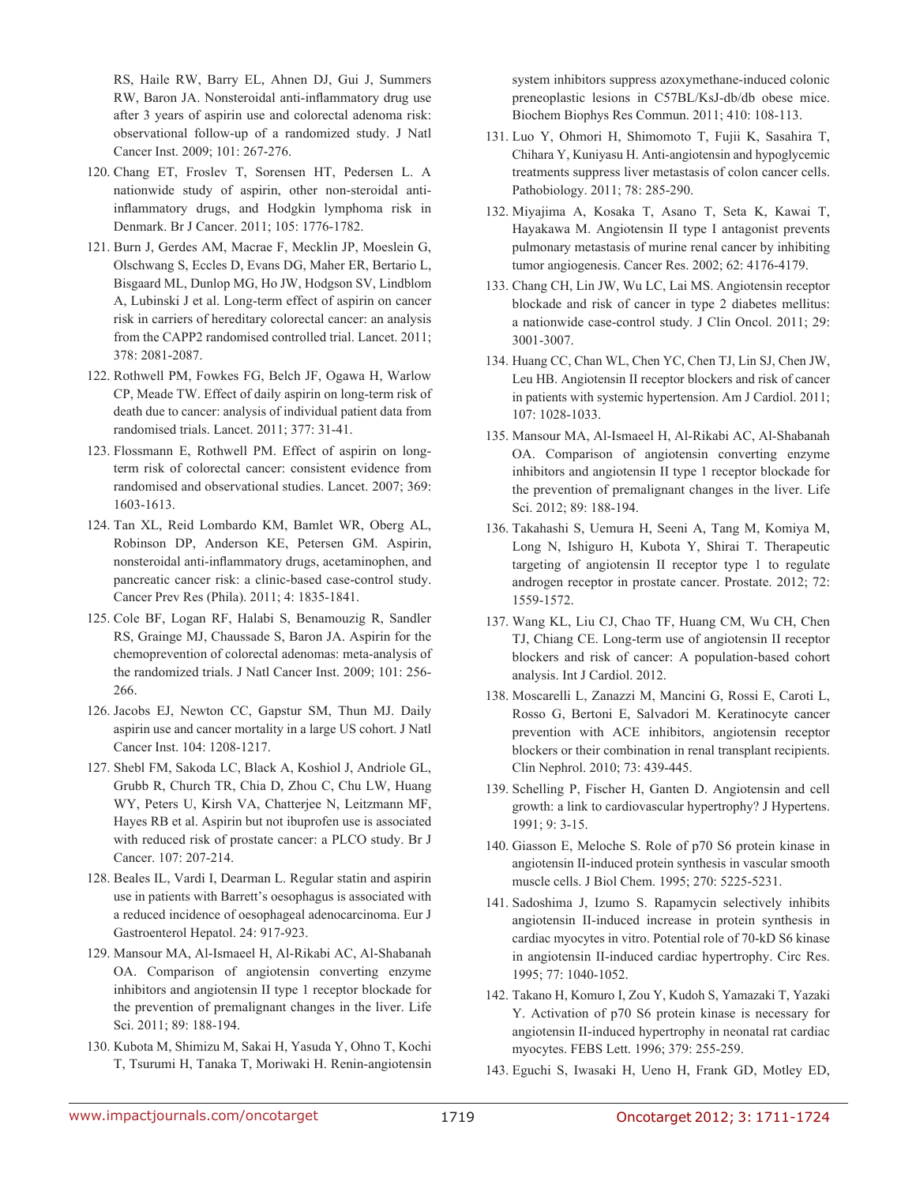RS, Haile RW, Barry EL, Ahnen DJ, Gui J, Summers RW, Baron JA. Nonsteroidal anti-inflammatory drug use after 3 years of aspirin use and colorectal adenoma risk: observational follow-up of a randomized study. J Natl Cancer Inst. 2009; 101: 267-276.

120. Chang ET, Froslev T, Sorensen HT, Pedersen L. A nationwide study of aspirin, other non-steroidal anti-inflammatory drugs, and Hodgkin lymphoma risk in Denmark. Br J Cancer. 2011; 105: 1776-1782.

121. Burn J, Gerdes AM, Macrae F, Mecklin JP, Moeslein G, Olschwang S, Eccles D, Evans DG, Maher ER, Bertario L, Bisgaard ML, Dunlop MG, Ho JW, Hodgson SV, Lindblom A, Lubinski J et al. Long-term effect of aspirin on cancer risk in carriers of hereditary colorectal cancer: an analysis from the CAPP2 randomised controlled trial. Lancet. 2011; 378: 2081-2087.

122. Rothwell PM, Fowkes FG, Belch JF, Ogawa H, Warlow CP, Meade TW. Effect of daily aspirin on long-term risk of death due to cancer: analysis of individual patient data from randomised trials. Lancet. 2011; 377: 31-41.

123. Flossmann E, Rothwell PM. Effect of aspirin on long-term risk of colorectal cancer: consistent evidence from randomised and observational studies. Lancet. 2007; 369: 1603-1613.

124. Tan XL, Reid Lombardo KM, Bamlet WR, Oberg AL, Robinson DP, Anderson KE, Petersen GM. Aspirin, nonsteroidal anti-inflammatory drugs, acetaminophen, and pancreatic cancer risk: a clinic-based case-control study. Cancer Prev Res (Phila). 2011; 4: 1835-1841.

125. Cole BF, Logan RF, Halabi S, Benamouzig R, Sandler RS, Grainge MJ, Chaussade S, Baron JA. Aspirin for the chemoprevention of colorectal adenomas: meta-analysis of the randomized trials. J Natl Cancer Inst. 2009; 101: 256-266.

126. Jacobs EJ, Newton CC, Gapstur SM, Thun MJ. Daily aspirin use and cancer mortality in a large US cohort. J Natl Cancer Inst. 104: 1208-1217.

127. Shebl FM, Sakoda LC, Black A, Koshiol J, Andriole GL, Grubb R, Church TR, Chia D, Zhou C, Chu LW, Huang WY, Peters U, Kirsh VA, Chatterjee N, Leitzmann MF, Hayes RB et al. Aspirin but not ibuprofen use is associated with reduced risk of prostate cancer: a PLCO study. Br J Cancer. 107: 207-214.

128. Beales IL, Vardi I, Dearman L. Regular statin and aspirin use in patients with Barrett's oesophagus is associated with a reduced incidence of oesophageal adenocarcinoma. Eur J Gastroenterol Hepatol. 24: 917-923.

129. Mansour MA, Al-Ismaeel H, Al-Rikabi AC, Al-Shabanah OA. Comparison of angiotensin converting enzyme inhibitors and angiotensin II type 1 receptor blockade for the prevention of premalignant changes in the liver. Life Sci. 2011; 89: 188-194.

130. Kubota M, Shimizu M, Sakai H, Yasuda Y, Ohno T, Kochi T, Tsurumi H, Tanaka T, Moriwaki H. Renin-angiotensin system inhibitors suppress azoxymethane-induced colonic preneoplastic lesions in C57BL/KsJ-db/db obese mice. Biochem Biophys Res Commun. 2011; 410: 108-113.

131. Luo Y, Ohmori H, Shimomoto T, Fujii K, Sasahira T, Chihara Y, Kuniyasu H. Anti-angiotensin and hypoglycemic treatments suppress liver metastasis of colon cancer cells. Pathobiology. 2011; 78: 285-290.

132. Miyajima A, Kosaka T, Asano T, Seta K, Kawai T, Hayakawa M. Angiotensin II type I antagonist prevents pulmonary metastasis of murine renal cancer by inhibiting tumor angiogenesis. Cancer Res. 2002; 62: 4176-4179.

133. Chang CH, Lin JW, Wu LC, Lai MS. Angiotensin receptor blockade and risk of cancer in type 2 diabetes mellitus: a nationwide case-control study. J Clin Oncol. 2011; 29: 3001-3007.

134. Huang CC, Chan WL, Chen YC, Chen TJ, Lin SJ, Chen JW, Leu HB. Angiotensin II receptor blockers and risk of cancer in patients with systemic hypertension. Am J Cardiol. 2011; 107: 1028-1033.

135. Mansour MA, Al-Ismaeel H, Al-Rikabi AC, Al-Shabanah OA. Comparison of angiotensin converting enzyme inhibitors and angiotensin II type 1 receptor blockade for the prevention of premalignant changes in the liver. Life Sci. 2012; 89: 188-194.

136. Takahashi S, Uemura H, Seeni A, Tang M, Komiya M, Long N, Ishiguro H, Kubota Y, Shirai T. Therapeutic targeting of angiotensin II receptor type 1 to regulate androgen receptor in prostate cancer. Prostate. 2012; 72: 1559-1572.

137. Wang KL, Liu CJ, Chao TF, Huang CM, Wu CH, Chen TJ, Chiang CE. Long-term use of angiotensin II receptor blockers and risk of cancer: A population-based cohort analysis. Int J Cardiol. 2012.

138. Moscarelli L, Zanazzi M, Mancini G, Rossi E, Caroti L, Rosso G, Bertoni E, Salvadori M. Keratinocyte cancer prevention with ACE inhibitors, angiotensin receptor blockers or their combination in renal transplant recipients. Clin Nephrol. 2010; 73: 439-445.

139. Schelling P, Fischer H, Ganten D. Angiotensin and cell growth: a link to cardiovascular hypertrophy? J Hypertens. 1991; 9: 3-15.

140. Giasson E, Meloche S. Role of p70 S6 protein kinase in angiotensin II-induced protein synthesis in vascular smooth muscle cells. J Biol Chem. 1995; 270: 5225-5231.

141. Sadoshima J, Izumo S. Rapamycin selectively inhibits angiotensin II-induced increase in protein synthesis in cardiac myocytes in vitro. Potential role of 70-kD S6 kinase in angiotensin II-induced cardiac hypertrophy. Circ Res. 1995; 77: 1040-1052.

142. Takano H, Komuro I, Zou Y, Kudoh S, Yamazaki T, Yazaki Y. Activation of p70 S6 protein kinase is necessary for angiotensin II-induced hypertrophy in neonatal rat cardiac myocytes. FEBS Lett. 1996; 379: 255-259.

143. Eguchi S, Iwasaki H, Ueno H, Frank GD, Motley ED,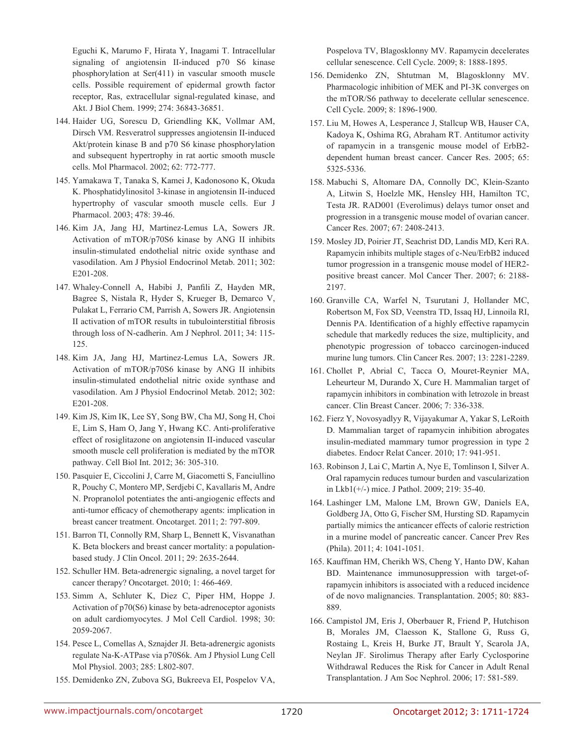Eguchi K, Marumo F, Hirata Y, Inagami T. Intracellular signaling of angiotensin II-induced p70 S6 kinase phosphorylation at Ser(411) in vascular smooth muscle cells. Possible requirement of epidermal growth factor receptor, Ras, extracellular signal-regulated kinase, and Akt. J Biol Chem. 1999; 274: 36843-36851.

144. Haider UG, Sorescu D, Griendling KK, Vollmar AM, Dirsch VM. Resveratrol suppresses angiotensin II-induced Akt/protein kinase B and p70 S6 kinase phosphorylation and subsequent hypertrophy in rat aortic smooth muscle cells. Mol Pharmacol. 2002; 62: 772-777.

145. Yamakawa T, Tanaka S, Kamei J, Kadonosono K, Okuda K. Phosphatidylinositol 3-kinase in angiotensin II-induced hypertrophy of vascular smooth muscle cells. Eur J Pharmacol. 2003; 478: 39-46.

146. Kim JA, Jang HJ, Martinez-Lemus LA, Sowers JR. Activation of mTOR/p70S6 kinase by ANG II inhibits insulin-stimulated endothelial nitric oxide synthase and vasodilation. Am J Physiol Endocrinol Metab. 2011; 302: E201-208.

147. Whaley-Connell A, Habibi J, Panfili Z, Hayden MR, Bagree S, Nistala R, Hyder S, Krueger B, Demarco V, Pulakat L, Ferrario CM, Parrish A, Sowers JR. Angiotensin II activation of mTOR results in tubulointerstitial fibrosis through loss of N-cadherin. Am J Nephrol. 2011; 34: 115-125.

148. Kim JA, Jang HJ, Martinez-Lemus LA, Sowers JR. Activation of mTOR/p70S6 kinase by ANG II inhibits insulin-stimulated endothelial nitric oxide synthase and vasodilation. Am J Physiol Endocrinol Metab. 2012; 302: E201-208.

149. Kim JS, Kim IK, Lee SY, Song BW, Cha MJ, Song H, Choi E, Lim S, Ham O, Jang Y, Hwang KC. Anti-proliferative effect of rosiglitazone on angiotensin II-induced vascular smooth muscle cell proliferation is mediated by the mTOR pathway. Cell Biol Int. 2012; 36: 305-310.

150. Pasquier E, Ciccolini J, Carre M, Giacometti S, Fanciullino R, Pouchy C, Montero MP, Serdjebi C, Kavallaris M, Andre N. Propranolol potentiates the anti-angiogenic effects and anti-tumor efficacy of chemotherapy agents: implication in breast cancer treatment. Oncotarget. 2011; 2: 797-809.

151. Barron TI, Connolly RM, Sharp L, Bennett K, Visvanathan K. Beta blockers and breast cancer mortality: a population-based study. J Clin Oncol. 2011; 29: 2635-2644.

152. Schuller HM. Beta-adrenergic signaling, a novel target for cancer therapy? Oncotarget. 2010; 1: 466-469.

153. Simm A, Schluter K, Diez C, Piper HM, Hoppe J. Activation of p70(S6) kinase by beta-adrenoceptor agonists on adult cardiomyocytes. J Mol Cell Cardiol. 1998; 30: 2059-2067.

154. Pesce L, Comellas A, Sznajder JI. Beta-adrenergic agonists regulate Na-K-ATPase via p70S6k. Am J Physiol Lung Cell Mol Physiol. 2003; 285: L802-807.

155. Demidenko ZN, Zubova SG, Bukreeva EI, Pospelov VA, Pospelova TV, Blagosklonny MV. Rapamycin decelerates cellular senescence. Cell Cycle. 2009; 8: 1888-1895.

156. Demidenko ZN, Shtutman M, Blagosklonny MV. Pharmacologic inhibition of MEK and PI-3K converges on the mTOR/S6 pathway to decelerate cellular senescence. Cell Cycle. 2009; 8: 1896-1900.

157. Liu M, Howes A, Lesperance J, Stallcup WB, Hauser CA, Kadoya K, Oshima RG, Abraham RT. Antitumor activity of rapamycin in a transgenic mouse model of ErbB2-dependent human breast cancer. Cancer Res. 2005; 65: 5325-5336.

158. Mabuchi S, Altomare DA, Connolly DC, Klein-Szanto A, Litwin S, Hoelzle MK, Hensley HH, Hamilton TC, Testa JR. RAD001 (Everolimus) delays tumor onset and progression in a transgenic mouse model of ovarian cancer. Cancer Res. 2007; 67: 2408-2413.

159. Mosley JD, Poirier JT, Seachrist DD, Landis MD, Keri RA. Rapamycin inhibits multiple stages of c-Neu/ErbB2 induced tumor progression in a transgenic mouse model of HER2-positive breast cancer. Mol Cancer Ther. 2007; 6: 2188-2197.

160. Granville CA, Warfel N, Tsurutani J, Hollander MC, Robertson M, Fox SD, Veenstra TD, Issaq HJ, Linnoila RI, Dennis PA. Identification of a highly effective rapamycin schedule that markedly reduces the size, multiplicity, and phenotypic progression of tobacco carcinogen-induced murine lung tumors. Clin Cancer Res. 2007; 13: 2281-2289.

161. Chollet P, Abrial C, Tacca O, Mouret-Reynier MA, Leheurteur M, Durando X, Cure H. Mammalian target of rapamycin inhibitors in combination with letrozole in breast cancer. Clin Breast Cancer. 2006; 7: 336-338.

162. Fierz Y, Novosyadlyy R, Vijayakumar A, Yakar S, LeRoith D. Mammalian target of rapamycin inhibition abrogates insulin-mediated mammary tumor progression in type 2 diabetes. Endocr Relat Cancer. 2010; 17: 941-951.

163. Robinson J, Lai C, Martin A, Nye E, Tomlinson I, Silver A. Oral rapamycin reduces tumour burden and vascularization in Lkb1(+/-) mice. J Pathol. 2009; 219: 35-40.

164. Lashinger LM, Malone LM, Brown GW, Daniels EA, Goldberg JA, Otto G, Fischer SM, Hursting SD. Rapamycin partially mimics the anticancer effects of calorie restriction in a murine model of pancreatic cancer. Cancer Prev Res (Phila). 2011; 4: 1041-1051.

165. Kauffman HM, Cherikh WS, Cheng Y, Hanto DW, Kahan BD. Maintenance immunosuppression with target-of-rapamycin inhibitors is associated with a reduced incidence of de novo malignancies. Transplantation. 2005; 80: 883-889.

166. Campistol JM, Eris J, Oberbauer R, Friend P, Hutchison B, Morales JM, Claesson K, Stallone G, Russ G, Rostaing L, Kreis H, Burke JT, Brault Y, Scarola JA, Neylan JF. Sirolimus Therapy after Early Cyclosporine Withdrawal Reduces the Risk for Cancer in Adult Renal Transplantation. J Am Soc Nephrol. 2006; 17: 581-589.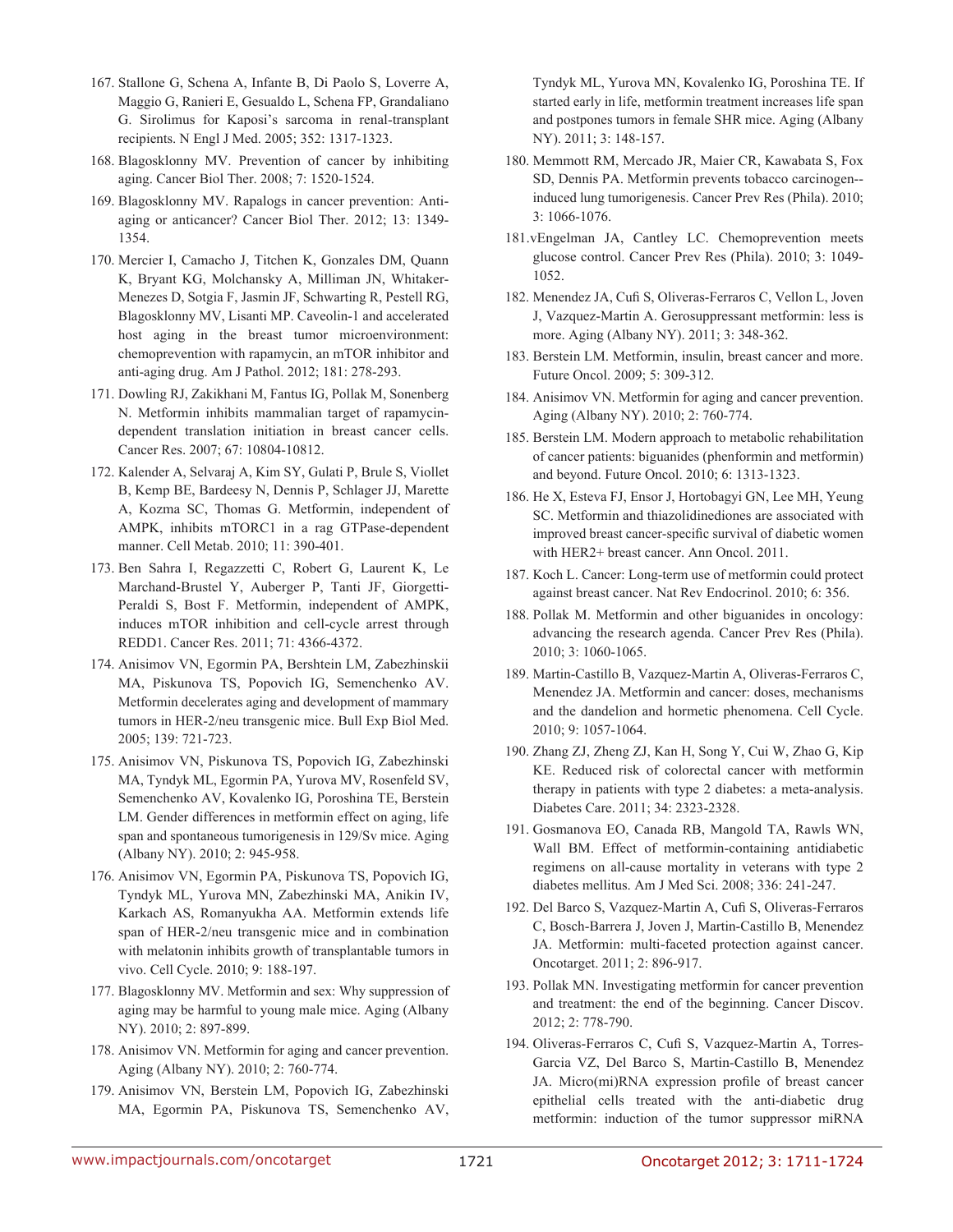167. Stallone G, Schena A, Infante B, Di Paolo S, Loverre A, Maggio G, Ranieri E, Gesualdo L, Schena FP, Grandaliano G. Sirolimus for Kaposi's sarcoma in renal-transplant recipients. N Engl J Med. 2005; 352: 1317-1323.

168. Blagosklonny MV. Prevention of cancer by inhibiting aging. Cancer Biol Ther. 2008; 7: 1520-1524.

169. Blagosklonny MV. Rapalogs in cancer prevention: Anti-aging or anticancer? Cancer Biol Ther. 2012; 13: 1349-1354.

170. Mercier I, Camacho J, Titchen K, Gonzales DM, Quann K, Bryant KG, Molchansky A, Milliman JN, Whitaker-Menezes D, Sotgia F, Jasmin JF, Schwarting R, Pestell RG, Blagosklonny MV, Lisanti MP. Caveolin-1 and accelerated host aging in the breast tumor microenvironment: chemoprevention with rapamycin, an mTOR inhibitor and anti-aging drug. Am J Pathol. 2012; 181: 278-293.

171. Dowling RJ, Zakikhani M, Fantus IG, Pollak M, Sonenberg N. Metformin inhibits mammalian target of rapamycin-dependent translation initiation in breast cancer cells. Cancer Res. 2007; 67: 10804-10812.

172. Kalender A, Selvaraj A, Kim SY, Gulati P, Brule S, Viollet B, Kemp BE, Bardeesy N, Dennis P, Schlager JJ, Marette A, Kozma SC, Thomas G. Metformin, independent of AMPK, inhibits mTORC1 in a rag GTPase-dependent manner. Cell Metab. 2010; 11: 390-401.

173. Ben Sahra I, Regazzetti C, Robert G, Laurent K, Le Marchand-Brustel Y, Auberger P, Tanti JF, Giorgetti-Peraldi S, Bost F. Metformin, independent of AMPK, induces mTOR inhibition and cell-cycle arrest through REDD1. Cancer Res. 2011; 71: 4366-4372.

174. Anisimov VN, Egormin PA, Bershtein LM, Zabezhinskii MA, Piskunova TS, Popovich IG, Semenchenko AV. Metformin decelerates aging and development of mammary tumors in HER-2/neu transgenic mice. Bull Exp Biol Med. 2005; 139: 721-723.

175. Anisimov VN, Piskunova TS, Popovich IG, Zabezhinski MA, Tyndyk ML, Egormin PA, Yurova MV, Rosenfeld SV, Semenchenko AV, Kovalenko IG, Poroshina TE, Berstein LM. Gender differences in metformin effect on aging, life span and spontaneous tumorigenesis in 129/Sv mice. Aging (Albany NY). 2010; 2: 945-958.

176. Anisimov VN, Egormin PA, Piskunova TS, Popovich IG, Tyndyk ML, Yurova MN, Zabezhinski MA, Anikin IV, Karkach AS, Romanyukha AA. Metformin extends life span of HER-2/neu transgenic mice and in combination with melatonin inhibits growth of transplantable tumors in vivo. Cell Cycle. 2010; 9: 188-197.

177. Blagosklonny MV. Metformin and sex: Why suppression of aging may be harmful to young male mice. Aging (Albany NY). 2010; 2: 897-899.

178. Anisimov VN. Metformin for aging and cancer prevention. Aging (Albany NY). 2010; 2: 760-774.

179. Anisimov VN, Berstein LM, Popovich IG, Zabezhinski MA, Egormin PA, Piskunova TS, Semenchenko AV, Tyndyk ML, Yurova MN, Kovalenko IG, Poroshina TE. If started early in life, metformin treatment increases life span and postpones tumors in female SHR mice. Aging (Albany NY). 2011; 3: 148-157.

180. Memmott RM, Mercado JR, Maier CR, Kawabata S, Fox SD, Dennis PA. Metformin prevents tobacco carcinogen--induced lung tumorigenesis. Cancer Prev Res (Phila). 2010; 3: 1066-1076.

181. vEngelman JA, Cantley LC. Chemoprevention meets glucose control. Cancer Prev Res (Phila). 2010; 3: 1049-1052.

182. Menendez JA, Cufi S, Oliveras-Ferraros C, Vellon L, Joven J, Vazquez-Martin A. Gerosuppressant metformin: less is more. Aging (Albany NY). 2011; 3: 348-362.

183. Berstein LM. Metformin, insulin, breast cancer and more. Future Oncol. 2009; 5: 309-312.

184. Anisimov VN. Metformin for aging and cancer prevention. Aging (Albany NY). 2010; 2: 760-774.

185. Berstein LM. Modern approach to metabolic rehabilitation of cancer patients: biguanides (phenformin and metformin) and beyond. Future Oncol. 2010; 6: 1313-1323.

186. He X, Esteva FJ, Ensor J, Hortobagyi GN, Lee MH, Yeung SC. Metformin and thiazolidinediones are associated with improved breast cancer-specific survival of diabetic women with HER2+ breast cancer. Ann Oncol. 2011.

187. Koch L. Cancer: Long-term use of metformin could protect against breast cancer. Nat Rev Endocrinol. 2010; 6: 356.

188. Pollak M. Metformin and other biguanides in oncology: advancing the research agenda. Cancer Prev Res (Phila). 2010; 3: 1060-1065.

189. Martin-Castillo B, Vazquez-Martin A, Oliveras-Ferraros C, Menendez JA. Metformin and cancer: doses, mechanisms and the dandelion and hormetic phenomena. Cell Cycle. 2010; 9: 1057-1064.

190. Zhang ZJ, Zheng ZJ, Kan H, Song Y, Cui W, Zhao G, Kip KE. Reduced risk of colorectal cancer with metformin therapy in patients with type 2 diabetes: a meta-analysis. Diabetes Care. 2011; 34: 2323-2328.

191. Gosmanova EO, Canada RB, Mangold TA, Rawls WN, Wall BM. Effect of metformin-containing antidiabetic regimens on all-cause mortality in veterans with type 2 diabetes mellitus. Am J Med Sci. 2008; 336: 241-247.

192. Del Barco S, Vazquez-Martin A, Cufi S, Oliveras-Ferraros C, Bosch-Barrera J, Joven J, Martin-Castillo B, Menendez JA. Metformin: multi-faceted protection against cancer. Oncotarget. 2011; 2: 896-917.

193. Pollak MN. Investigating metformin for cancer prevention and treatment: the end of the beginning. Cancer Discov. 2012; 2: 778-790.

194. Oliveras-Ferraros C, Cufi S, Vazquez-Martin A, Torres-Garcia VZ, Del Barco S, Martin-Castillo B, Menendez JA. Micro(mi)RNA expression profile of breast cancer epithelial cells treated with the anti-diabetic drug metformin: induction of the tumor suppressor miRNA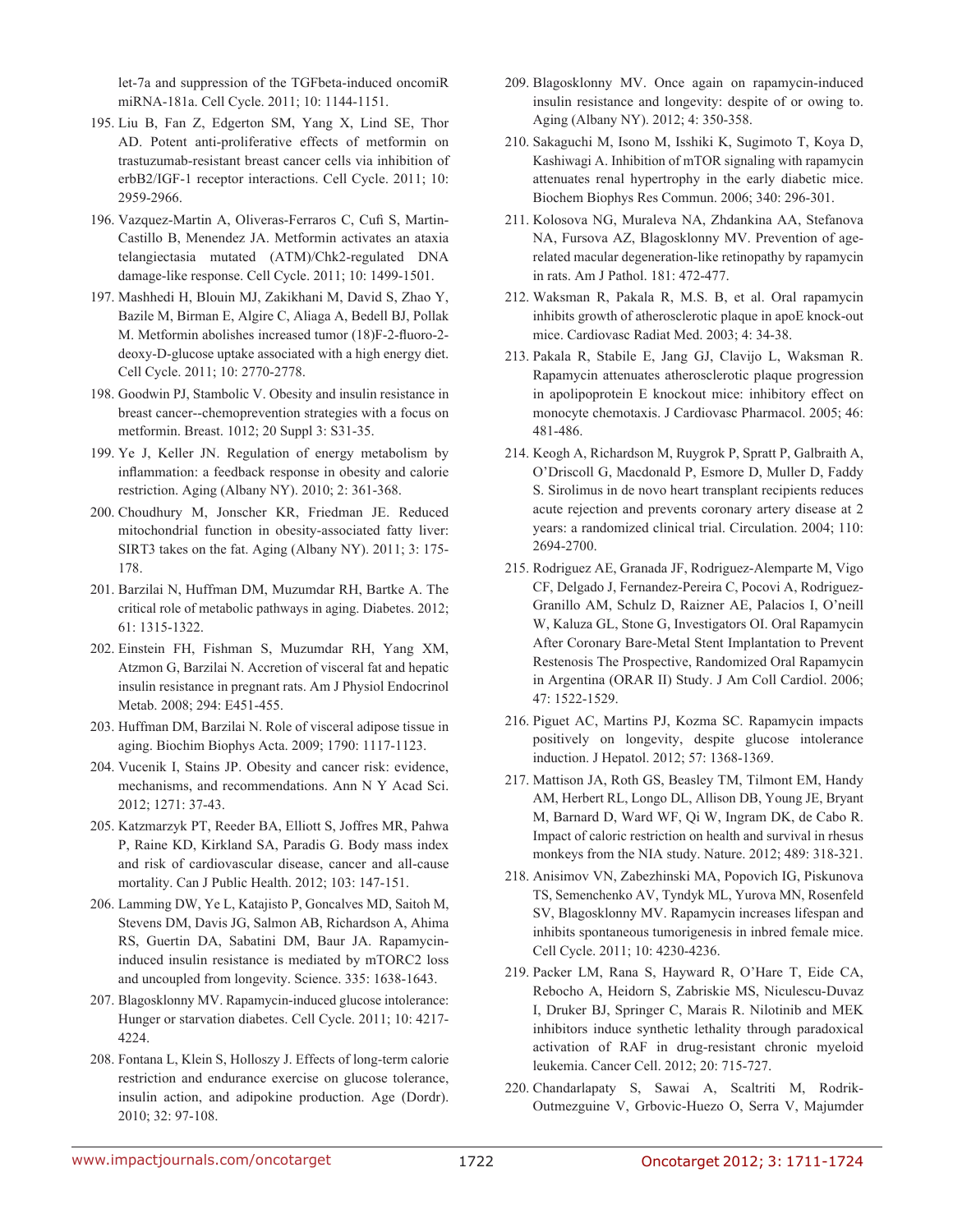let-7a and suppression of the TGFbeta-induced oncomiR miRNA-181a. Cell Cycle. 2011; 10: 1144-1151.

195. Liu B, Fan Z, Edgerton SM, Yang X, Lind SE, Thor AD. Potent anti-proliferative effects of metformin on trastuzumab-resistant breast cancer cells via inhibition of erbB2/IGF-1 receptor interactions. Cell Cycle. 2011; 10: 2959-2966.

196. Vazquez-Martin A, Oliveras-Ferraros C, Cufi S, Martin-Castillo B, Menendez JA. Metformin activates an ataxia telangiectasia mutated (ATM)/Chk2-regulated DNA damage-like response. Cell Cycle. 2011; 10: 1499-1501.

197. Mashhedi H, Blouin MJ, Zakikhani M, David S, Zhao Y, Bazile M, Birman E, Algire C, Aliaga A, Bedell BJ, Pollak M. Metformin abolishes increased tumor (18)F-2-fluoro-2-deoxy-D-glucose uptake associated with a high energy diet. Cell Cycle. 2011; 10: 2770-2778.

198. Goodwin PJ, Stambolic V. Obesity and insulin resistance in breast cancer--chemoprevention strategies with a focus on metformin. Breast. 1012; 20 Suppl 3: S31-35.

199. Ye J, Keller JN. Regulation of energy metabolism by inflammation: a feedback response in obesity and calorie restriction. Aging (Albany NY). 2010; 2: 361-368.

200. Choudhury M, Jonscher KR, Friedman JE. Reduced mitochondrial function in obesity-associated fatty liver: SIRT3 takes on the fat. Aging (Albany NY). 2011; 3: 175-178.

201. Barzilai N, Huffman DM, Muzumdar RH, Bartke A. The critical role of metabolic pathways in aging. Diabetes. 2012; 61: 1315-1322.

202. Einstein FH, Fishman S, Muzumdar RH, Yang XM, Atzmon G, Barzilai N. Accretion of visceral fat and hepatic insulin resistance in pregnant rats. Am J Physiol Endocrinol Metab. 2008; 294: E451-455.

203. Huffman DM, Barzilai N. Role of visceral adipose tissue in aging. Biochim Biophys Acta. 2009; 1790: 1117-1123.

204. Vucenik I, Stains JP. Obesity and cancer risk: evidence, mechanisms, and recommendations. Ann N Y Acad Sci. 2012; 1271: 37-43.

205. Katzmarzyk PT, Reeder BA, Elliott S, Joffres MR, Pahwa P, Raine KD, Kirkland SA, Paradis G. Body mass index and risk of cardiovascular disease, cancer and all-cause mortality. Can J Public Health. 2012; 103: 147-151.

206. Lamming DW, Ye L, Katajisto P, Goncalves MD, Saitoh M, Stevens DM, Davis JG, Salmon AB, Richardson A, Ahima RS, Guertin DA, Sabatini DM, Baur JA. Rapamycin-induced insulin resistance is mediated by mTORC2 loss and uncoupled from longevity. Science. 335: 1638-1643.

207. Blagosklonny MV. Rapamycin-induced glucose intolerance: Hunger or starvation diabetes. Cell Cycle. 2011; 10: 4217-4224.

208. Fontana L, Klein S, Holloszy J. Effects of long-term calorie restriction and endurance exercise on glucose tolerance, insulin action, and adipokine production. Age (Dordr). 2010; 32: 97-108.

209. Blagosklonny MV. Once again on rapamycin-induced insulin resistance and longevity: despite of or owing to. Aging (Albany NY). 2012; 4: 350-358.

210. Sakaguchi M, Isono M, Isshiki K, Sugimoto T, Koya D, Kashiwagi A. Inhibition of mTOR signaling with rapamycin attenuates renal hypertrophy in the early diabetic mice. Biochem Biophys Res Commun. 2006; 340: 296-301.

211. Kolosova NG, Muraleva NA, Zhdankina AA, Stefanova NA, Fursova AZ, Blagosklonny MV. Prevention of age-related macular degeneration-like retinopathy by rapamycin in rats. Am J Pathol. 181: 472-477.

212. Waksman R, Pakala R, M.S. B, et al. Oral rapamycin inhibits growth of atherosclerotic plaque in apoE knock-out mice. Cardiovasc Radiat Med. 2003; 4: 34-38.

213. Pakala R, Stabile E, Jang GJ, Clavijo L, Waksman R. Rapamycin attenuates atherosclerotic plaque progression in apolipoprotein E knockout mice: inhibitory effect on monocyte chemotaxis. J Cardiovasc Pharmacol. 2005; 46: 481-486.

214. Keogh A, Richardson M, Ruygrok P, Spratt P, Galbraith A, O'Driscoll G, Macdonald P, Esmore D, Muller D, Faddy S. Sirolimus in de novo heart transplant recipients reduces acute rejection and prevents coronary artery disease at 2 years: a randomized clinical trial. Circulation. 2004; 110: 2694-2700.

215. Rodriguez AE, Granada JF, Rodriguez-Alemparte M, Vigo CF, Delgado J, Fernandez-Pereira C, Pocovi A, Rodriguez-Granillo AM, Schulz D, Raizner AE, Palacios I, O'neill W, Kaluza GL, Stone G, Investigators OI. Oral Rapamycin After Coronary Bare-Metal Stent Implantation to Prevent Restenosis The Prospective, Randomized Oral Rapamycin in Argentina (ORAR II) Study. J Am Coll Cardiol. 2006; 47: 1522-1529.

216. Piguet AC, Martins PJ, Kozma SC. Rapamycin impacts positively on longevity, despite glucose intolerance induction. J Hepatol. 2012; 57: 1368-1369.

217. Mattison JA, Roth GS, Beasley TM, Tilmont EM, Handy AM, Herbert RL, Longo DL, Allison DB, Young JE, Bryant M, Barnard D, Ward WF, Qi W, Ingram DK, de Cabo R. Impact of caloric restriction on health and survival in rhesus monkeys from the NIA study. Nature. 2012; 489: 318-321.

218. Anisimov VN, Zabezhinski MA, Popovich IG, Piskunova TS, Semenchenko AV, Tyndyk ML, Yurova MN, Rosenfeld SV, Blagosklonny MV. Rapamycin increases lifespan and inhibits spontaneous tumorigenesis in inbred female mice. Cell Cycle. 2011; 10: 4230-4236.

219. Packer LM, Rana S, Hayward R, O'Hare T, Eide CA, Rebocho A, Heidorn S, Zabriskie MS, Niculescu-Duvaz I, Druker BJ, Springer C, Marais R. Nilotinib and MEK inhibitors induce synthetic lethality through paradoxical activation of RAF in drug-resistant chronic myeloid leukemia. Cancer Cell. 2012; 20: 715-727.

220. Chandarlapaty S, Sawai A, Scaltriti M, Rodrik-Outmezguine V, Grbovic-Huezo O, Serra V, Majumder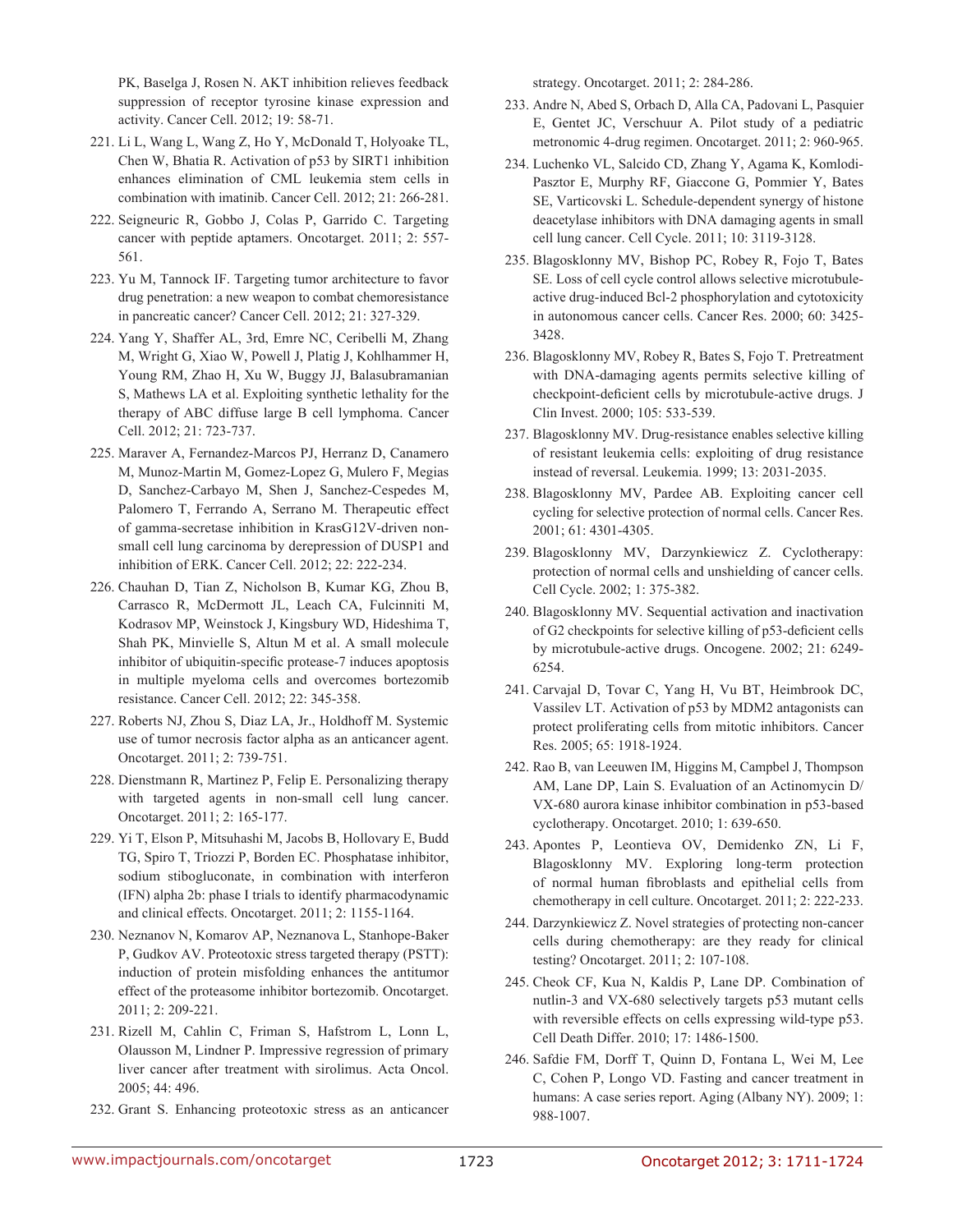PK, Baselga J, Rosen N. AKT inhibition relieves feedback suppression of receptor tyrosine kinase expression and activity. Cancer Cell. 2012; 19: 58-71.

221. Li L, Wang L, Wang Z, Ho Y, McDonald T, Holyoake TL, Chen W, Bhatia R. Activation of p53 by SIRT1 inhibition enhances elimination of CML leukemia stem cells in combination with imatinib. Cancer Cell. 2012; 21: 266-281.

222. Seigneuric R, Gobbo J, Colas P, Garrido C. Targeting cancer with peptide aptamers. Oncotarget. 2011; 2: 557-561.

223. Yu M, Tannock IF. Targeting tumor architecture to favor drug penetration: a new weapon to combat chemoresistance in pancreatic cancer? Cancer Cell. 2012; 21: 327-329.

224. Yang Y, Shaffer AL, 3rd, Emre NC, Ceribelli M, Zhang M, Wright G, Xiao W, Powell J, Platig J, Kohlhammer H, Young RM, Zhao H, Xu W, Buggy JJ, Balasubramanian S, Mathews LA et al. Exploiting synthetic lethality for the therapy of ABC diffuse large B cell lymphoma. Cancer Cell. 2012; 21: 723-737.

225. Maraver A, Fernandez-Marcos PJ, Herranz D, Canamero M, Munoz-Martin M, Gomez-Lopez G, Mulero F, Megias D, Sanchez-Carbayo M, Shen J, Sanchez-Cespedes M, Palomero T, Ferrando A, Serrano M. Therapeutic effect of gamma-secretase inhibition in KrasG12V-driven non-small cell lung carcinoma by derepression of DUSP1 and inhibition of ERK. Cancer Cell. 2012; 22: 222-234.

226. Chauhan D, Tian Z, Nicholson B, Kumar KG, Zhou B, Carrasco R, McDermott JL, Leach CA, Fulcinniti M, Kodrasov MP, Weinstock J, Kingsbury WD, Hideshima T, Shah PK, Minvielle S, Altun M et al. A small molecule inhibitor of ubiquitin-specific protease-7 induces apoptosis in multiple myeloma cells and overcomes bortezomib resistance. Cancer Cell. 2012; 22: 345-358.

227. Roberts NJ, Zhou S, Diaz LA, Jr., Holdhoff M. Systemic use of tumor necrosis factor alpha as an anticancer agent. Oncotarget. 2011; 2: 739-751.

228. Dienstmann R, Martinez P, Felip E. Personalizing therapy with targeted agents in non-small cell lung cancer. Oncotarget. 2011; 2: 165-177.

229. Yi T, Elson P, Mitsuhashi M, Jacobs B, Hollovary E, Budd TG, Spiro T, Triozzi P, Borden EC. Phosphatase inhibitor, sodium stibogluconate, in combination with interferon (IFN) alpha 2b: phase I trials to identify pharmacodynamic and clinical effects. Oncotarget. 2011; 2: 1155-1164.

230. Neznanov N, Komarov AP, Neznanova L, Stanhope-Baker P, Gudkov AV. Proteotoxic stress targeted therapy (PSTT): induction of protein misfolding enhances the antitumor effect of the proteasome inhibitor bortezomib. Oncotarget. 2011; 2: 209-221.

231. Rizell M, Cahlin C, Friman S, Hafstrom L, Lonn L, Olausson M, Lindner P. Impressive regression of primary liver cancer after treatment with sirolimus. Acta Oncol. 2005; 44: 496.

232. Grant S. Enhancing proteotoxic stress as an anticancer strategy. Oncotarget. 2011; 2: 284-286.

233. Andre N, Abed S, Orbach D, Alla CA, Padovani L, Pasquier E, Gentet JC, Verschuur A. Pilot study of a pediatric metronomic 4-drug regimen. Oncotarget. 2011; 2: 960-965.

234. Luchenko VL, Salcido CD, Zhang Y, Agama K, Komlodi-Pasztor E, Murphy RF, Giaccone G, Pommier Y, Bates SE, Varticovski L. Schedule-dependent synergy of histone deacetylase inhibitors with DNA damaging agents in small cell lung cancer. Cell Cycle. 2011; 10: 3119-3128.

235. Blagosklonny MV, Bishop PC, Robey R, Fojo T, Bates SE. Loss of cell cycle control allows selective microtubule-active drug-induced Bcl-2 phosphorylation and cytotoxicity in autonomous cancer cells. Cancer Res. 2000; 60: 3425-3428.

236. Blagosklonny MV, Robey R, Bates S, Fojo T. Pretreatment with DNA-damaging agents permits selective killing of checkpoint-deficient cells by microtubule-active drugs. J Clin Invest. 2000; 105: 533-539.

237. Blagosklonny MV. Drug-resistance enables selective killing of resistant leukemia cells: exploiting of drug resistance instead of reversal. Leukemia. 1999; 13: 2031-2035.

238. Blagosklonny MV, Pardee AB. Exploiting cancer cell cycling for selective protection of normal cells. Cancer Res. 2001; 61: 4301-4305.

239. Blagosklonny MV, Darzynkiewicz Z. Cyclotherapy: protection of normal cells and unshielding of cancer cells. Cell Cycle. 2002; 1: 375-382.

240. Blagosklonny MV. Sequential activation and inactivation of G2 checkpoints for selective killing of p53-deficient cells by microtubule-active drugs. Oncogene. 2002; 21: 6249-6254.

241. Carvajal D, Tovar C, Yang H, Vu BT, Heimbrook DC, Vassilev LT. Activation of p53 by MDM2 antagonists can protect proliferating cells from mitotic inhibitors. Cancer Res. 2005; 65: 1918-1924.

242. Rao B, van Leeuwen IM, Higgins M, Campbel J, Thompson AM, Lane DP, Lain S. Evaluation of an Actinomycin D/VX-680 aurora kinase inhibitor combination in p53-based cyclotherapy. Oncotarget. 2010; 1: 639-650.

243. Apontes P, Leontieva OV, Demidenko ZN, Li F, Blagosklonny MV. Exploring long-term protection of normal human fibroblasts and epithelial cells from chemotherapy in cell culture. Oncotarget. 2011; 2: 222-233.

244. Darzynkiewicz Z. Novel strategies of protecting non-cancer cells during chemotherapy: are they ready for clinical testing? Oncotarget. 2011; 2: 107-108.

245. Cheok CF, Kua N, Kaldis P, Lane DP. Combination of nutlin-3 and VX-680 selectively targets p53 mutant cells with reversible effects on cells expressing wild-type p53. Cell Death Differ. 2010; 17: 1486-1500.

246. Safdie FM, Dorff T, Quinn D, Fontana L, Wei M, Lee C, Cohen P, Longo VD. Fasting and cancer treatment in humans: A case series report. Aging (Albany NY). 2009; 1: 988-1007.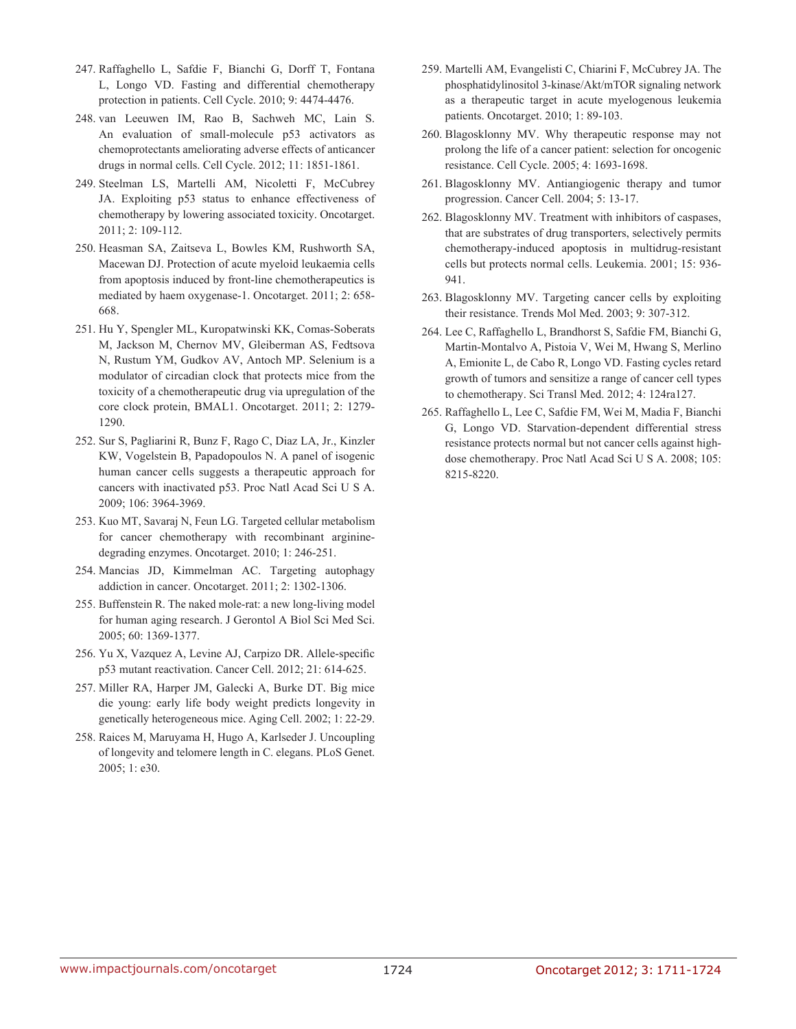247. Raffaghello L, Safdie F, Bianchi G, Dorff T, Fontana L, Longo VD. Fasting and differential chemotherapy protection in patients. Cell Cycle. 2010; 9: 4474-4476.

248. van Leeuwen IM, Rao B, Sachweh MC, Lain S. An evaluation of small-molecule p53 activators as chemoprotectants ameliorating adverse effects of anticancer drugs in normal cells. Cell Cycle. 2012; 11: 1851-1861.

249. Steelman LS, Martelli AM, Nicoletti F, McCubrey JA. Exploiting p53 status to enhance effectiveness of chemotherapy by lowering associated toxicity. Oncotarget. 2011; 2: 109-112.

250. Heasman SA, Zaitseva L, Bowles KM, Rushworth SA, Macewan DJ. Protection of acute myeloid leukaemia cells from apoptosis induced by front-line chemotherapeutics is mediated by haem oxygenase-1. Oncotarget. 2011; 2: 658-668.

251. Hu Y, Spengler ML, Kuropatwinski KK, Comas-Soberats M, Jackson M, Chernov MV, Gleiberman AS, Fedtsova N, Rustum YM, Gudkov AV, Antoch MP. Selenium is a modulator of circadian clock that protects mice from the toxicity of a chemotherapeutic drug via upregulation of the core clock protein, BMAL1. Oncotarget. 2011; 2: 1279-1290.

252. Sur S, Pagliarini R, Bunz F, Rago C, Diaz LA, Jr., Kinzler KW, Vogelstein B, Papadopoulos N. A panel of isogenic human cancer cells suggests a therapeutic approach for cancers with inactivated p53. Proc Natl Acad Sci U S A. 2009; 106: 3964-3969.

253. Kuo MT, Savaraj N, Feun LG. Targeted cellular metabolism for cancer chemotherapy with recombinant arginine-degrading enzymes. Oncotarget. 2010; 1: 246-251.

254. Mancias JD, Kimmelman AC. Targeting autophagy addiction in cancer. Oncotarget. 2011; 2: 1302-1306.

255. Buffenstein R. The naked mole-rat: a new long-living model for human aging research. J Gerontol A Biol Sci Med Sci. 2005; 60: 1369-1377.

256. Yu X, Vazquez A, Levine AJ, Carpizo DR. Allele-specific p53 mutant reactivation. Cancer Cell. 2012; 21: 614-625.

257. Miller RA, Harper JM, Galecki A, Burke DT. Big mice die young: early life body weight predicts longevity in genetically heterogeneous mice. Aging Cell. 2002; 1: 22-29.

258. Raices M, Maruyama H, Hugo A, Karlseder J. Uncoupling of longevity and telomere length in C. elegans. PLoS Genet. 2005; 1: e30.

259. Martelli AM, Evangelisti C, Chiarini F, McCubrey JA. The phosphatidylinositol 3-kinase/Akt/mTOR signaling network as a therapeutic target in acute myelogenous leukemia patients. Oncotarget. 2010; 1: 89-103.

260. Blagosklonny MV. Why therapeutic response may not prolong the life of a cancer patient: selection for oncogenic resistance. Cell Cycle. 2005; 4: 1693-1698.

261. Blagosklonny MV. Antiangiogenic therapy and tumor progression. Cancer Cell. 2004; 5: 13-17.

262. Blagosklonny MV. Treatment with inhibitors of caspases, that are substrates of drug transporters, selectively permits chemotherapy-induced apoptosis in multidrug-resistant cells but protects normal cells. Leukemia. 2001; 15: 936-941.

263. Blagosklonny MV. Targeting cancer cells by exploiting their resistance. Trends Mol Med. 2003; 9: 307-312.

264. Lee C, Raffaghello L, Brandhorst S, Safdie FM, Bianchi G, Martin-Montalvo A, Pistoia V, Wei M, Hwang S, Merlino A, Emionite L, de Cabo R, Longo VD. Fasting cycles retard growth of tumors and sensitize a range of cancer cell types to chemotherapy. Sci Transl Med. 2012; 4: 124ra127.

265. Raffaghello L, Lee C, Safdie FM, Wei M, Madia F, Bianchi G, Longo VD. Starvation-dependent differential stress resistance protects normal but not cancer cells against high-dose chemotherapy. Proc Natl Acad Sci U S A. 2008; 105: 8215-8220.